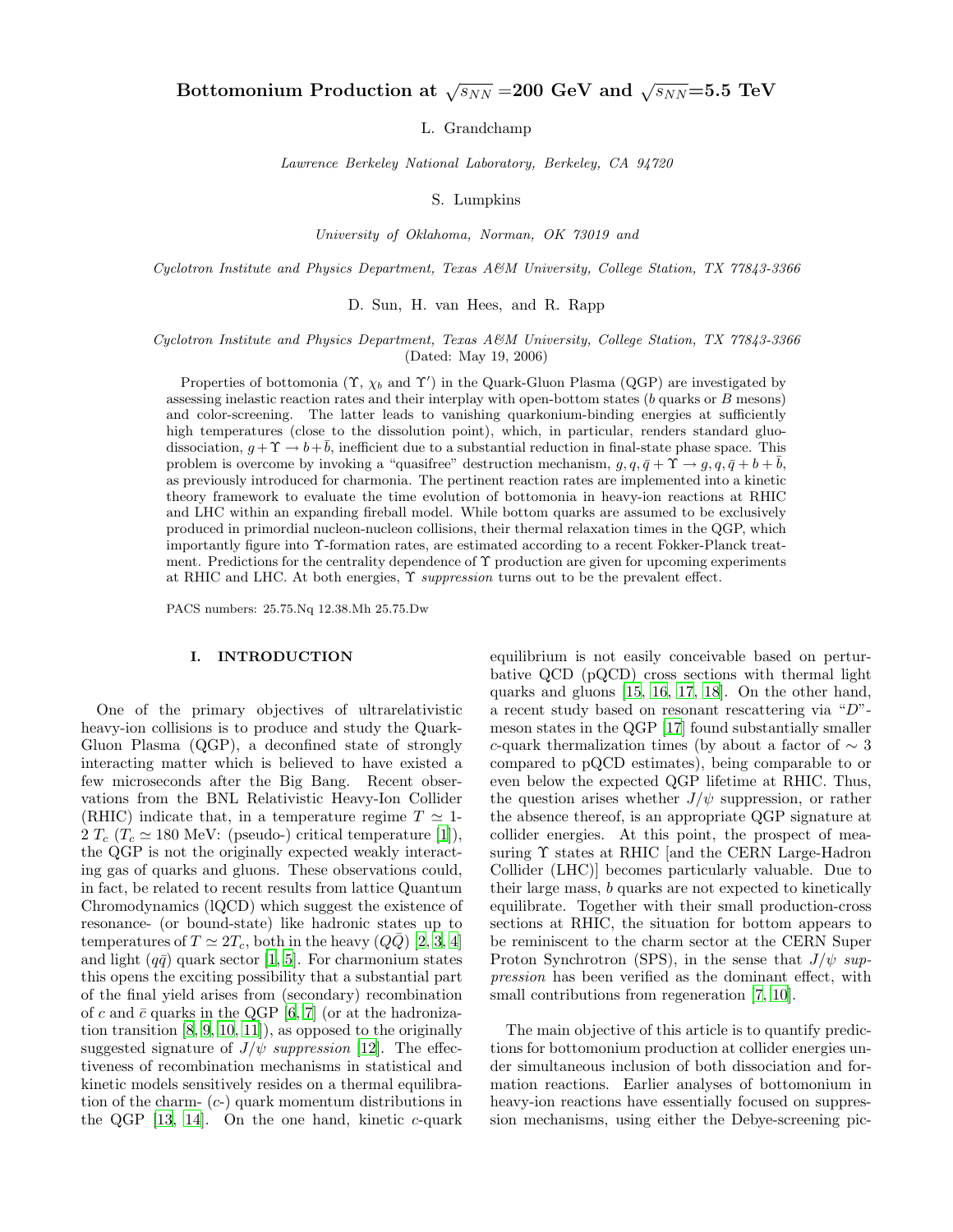# Bottomonium Production at $\sqrt{s_{NN}}$ =200 GeV and $\sqrt{s_{NN}}$=5.5 TeV

L. Grandchamp

*Lawrence Berkeley National Laboratory, Berkeley, CA 94720*

S. Lumpkins

*University of Oklahoma, Norman, OK 73019 and*

*Cyclotron Institute and Physics Department, Texas A&M University, College Station, TX 77843-3366*

D. Sun, H. van Hees, and R. Rapp

*Cyclotron Institute and Physics Department, Texas A&M University, College Station, TX 77843-3366*
(Dated: May 19, 2006)

Properties of bottomonia ($\Upsilon$, $\chi_b$ and $\Upsilon'$) in the Quark-Gluon Plasma (QGP) are investigated by assessing inelastic reaction rates and their interplay with open-bottom states ($b$ quarks or $B$ mesons) and color-screening. The latter leads to vanishing quarkonium-binding energies at sufficiently high temperatures (close to the dissolution point), which, in particular, renders standard gluo-dissociation, $g + \Upsilon \to b + \bar{b}$, inefficient due to a substantial reduction in final-state phase space. This problem is overcome by invoking a "quasifree" destruction mechanism, $g, q, \bar{q} + \Upsilon \to g, q, \bar{q} + b + \bar{b}$, as previously introduced for charmonia. The pertinent reaction rates are implemented into a kinetic theory framework to evaluate the time evolution of bottomonia in heavy-ion reactions at RHIC and LHC within an expanding fireball model. While bottom quarks are assumed to be exclusively produced in primordial nucleon-nucleon collisions, their thermal relaxation times in the QGP, which importantly figure into $\Upsilon$-formation rates, are estimated according to a recent Fokker-Planck treatment. Predictions for the centrality dependence of $\Upsilon$ production are given for upcoming experiments at RHIC and LHC. At both energies, $\Upsilon$ *suppression* turns out to be the prevalent effect.

PACS numbers: 25.75.Nq 12.38.Mh 25.75.Dw

## I. INTRODUCTION

One of the primary objectives of ultrarelativistic heavy-ion collisions is to produce and study the Quark-Gluon Plasma (QGP), a deconfined state of strongly interacting matter which is believed to have existed a few microseconds after the Big Bang. Recent observations from the BNL Relativistic Heavy-Ion Collider (RHIC) indicate that, in a temperature regime $T \simeq$ 1-2 $T_c$ ($T_c \simeq 180$ MeV: (pseudo-) critical temperature [1]), the QGP is not the originally expected weakly interacting gas of quarks and gluons. These observations could, in fact, be related to recent results from lattice Quantum Chromodynamics (lQCD) which suggest the existence of resonance- (or bound-state) like hadronic states up to temperatures of $T \simeq 2T_c$, both in the heavy ($Q\bar{Q}$) [2, 3, 4] and light ($q\bar{q}$) quark sector [1, 5]. For charmonium states this opens the exciting possibility that a substantial part of the final yield arises from (secondary) recombination of $c$ and $\bar{c}$ quarks in the QGP [6, 7] (or at the hadronization transition [8, 9, 10, 11]), as opposed to the originally suggested signature of $J/\psi$ *suppression* [12]. The effectiveness of recombination mechanisms in statistical and kinetic models sensitively resides on a thermal equilibration of the charm- ($c$-) quark momentum distributions in the QGP [13, 14]. On the one hand, kinetic $c$-quark equilibrium is not easily conceivable based on perturbative QCD (pQCD) cross sections with thermal light quarks and gluons [15, 16, 17, 18]. On the other hand, a recent study based on resonant rescattering via "$D$"-meson states in the QGP [17] found substantially smaller $c$-quark thermalization times (by about a factor of $\sim 3$ compared to pQCD estimates), being comparable to or even below the expected QGP lifetime at RHIC. Thus, the question arises whether $J/\psi$ suppression, or rather the absence thereof, is an appropriate QGP signature at collider energies. At this point, the prospect of measuring $\Upsilon$ states at RHIC [and the CERN Large-Hadron Collider (LHC)] becomes particularly valuable. Due to their large mass, $b$ quarks are not expected to kinetically equilibrate. Together with their small production-cross sections at RHIC, the situation for bottom appears to be reminiscent to the charm sector at the CERN Super Proton Synchrotron (SPS), in the sense that $J/\psi$ *suppression* has been verified as the dominant effect, with small contributions from regeneration [7, 10].

The main objective of this article is to quantify predictions for bottomonium production at collider energies under simultaneous inclusion of both dissociation and formation reactions. Earlier analyses of bottomonium in heavy-ion reactions have essentially focused on suppression mechanisms, using either the Debye-screening pic-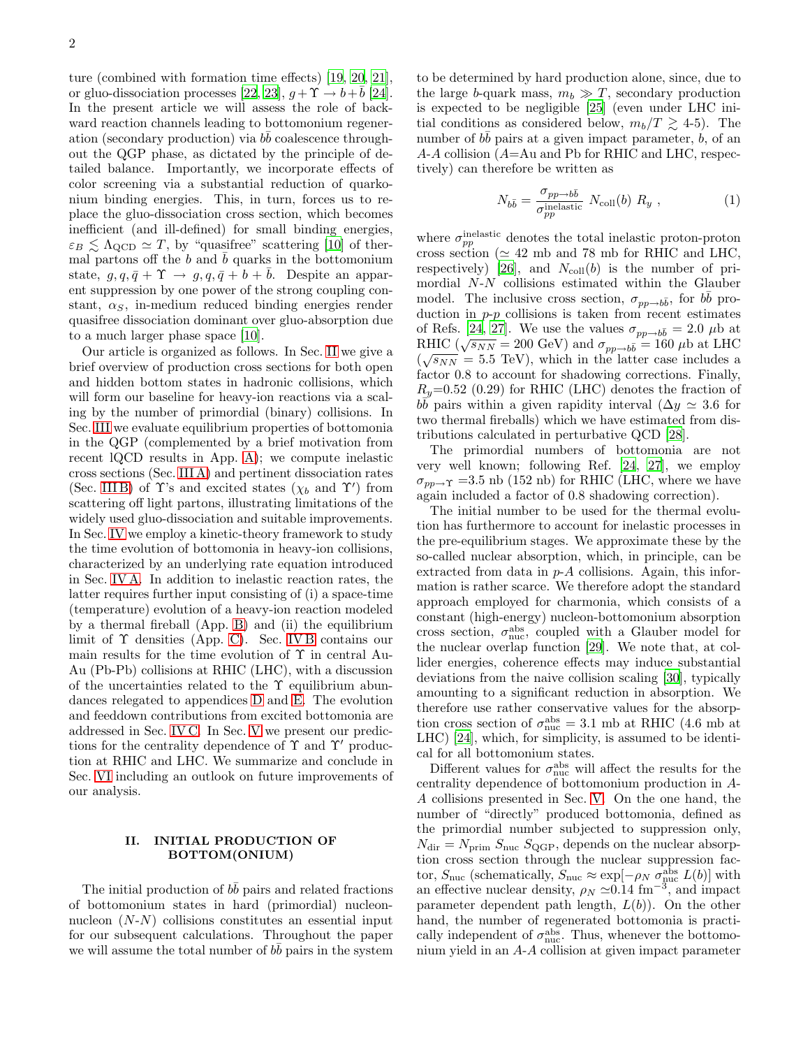ture (combined with formation time effects) [19, 20, 21], or gluo-dissociation processes [22, 23], $g+\Upsilon \rightarrow b+\bar{b}$ [24]. In the present article we will assess the role of backward reaction channels leading to bottomonium regeneration (secondary production) via $b\bar{b}$ coalescence throughout the QGP phase, as dictated by the principle of detailed balance. Importantly, we incorporate effects of color screening via a substantial reduction of quarkonium binding energies. This, in turn, forces us to replace the gluo-dissociation cross section, which becomes inefficient (and ill-defined) for small binding energies, $\varepsilon_B \lesssim \Lambda_{\rm QCD} \simeq T$, by "quasifree" scattering [10] of thermal partons off the $b$ and $\bar{b}$ quarks in the bottomonium state, $g, q, \bar{q} + \Upsilon \rightarrow g, q, \bar{q} + b + \bar{b}$. Despite an apparent suppression by one power of the strong coupling constant, $\alpha_S$, in-medium reduced binding energies render quasifree dissociation dominant over gluo-absorption due to a much larger phase space [10].

Our article is organized as follows. In Sec. II we give a brief overview of production cross sections for both open and hidden bottom states in hadronic collisions, which will form our baseline for heavy-ion reactions via a scaling by the number of primordial (binary) collisions. In Sec. III we evaluate equilibrium properties of bottomonia in the QGP (complemented by a brief motivation from recent lQCD results in App. A); we compute inelastic cross sections (Sec. III A) and pertinent dissociation rates (Sec. III B) of $\Upsilon$'s and excited states ($\chi_b$ and $\Upsilon'$) from scattering off light partons, illustrating limitations of the widely used gluo-dissociation and suitable improvements. In Sec. IV we employ a kinetic-theory framework to study the time evolution of bottomonia in heavy-ion collisions, characterized by an underlying rate equation introduced in Sec. IV A. In addition to inelastic reaction rates, the latter requires further input consisting of (i) a space-time (temperature) evolution of a heavy-ion reaction modeled by a thermal fireball (App. B) and (ii) the equilibrium limit of $\Upsilon$ densities (App. C). Sec. IV B contains our main results for the time evolution of $\Upsilon$ in central Au-Au (Pb-Pb) collisions at RHIC (LHC), with a discussion of the uncertainties related to the $\Upsilon$ equilibrium abundances relegated to appendices D and E. The evolution and feeddown contributions from excited bottomonia are addressed in Sec. IV C. In Sec. V we present our predictions for the centrality dependence of $\Upsilon$ and $\Upsilon'$ production at RHIC and LHC. We summarize and conclude in Sec. VI including an outlook on future improvements of our analysis.

## II. INITIAL PRODUCTION OF BOTTOM(ONIUM)

The initial production of $b\bar{b}$ pairs and related fractions of bottomonium states in hard (primordial) nucleon-nucleon ($N$-$N$) collisions constitutes an essential input for our subsequent calculations. Throughout the paper we will assume the total number of $b\bar{b}$ pairs in the system to be determined by hard production alone, since, due to the large $b$-quark mass, $m_b \gg T$, secondary production is expected to be negligible [25] (even under LHC initial conditions as considered below, $m_b/T \gtrsim$ 4-5). The number of $b\bar{b}$ pairs at a given impact parameter, $b$, of an $A$-$A$ collision ($A$=Au and Pb for RHIC and LHC, respectively) can therefore be written as

$$N_{b\bar{b}} = \frac{\sigma_{pp\rightarrow b\bar{b}}}{\sigma_{pp}^{\rm inelastic}} \; N_{\rm coll}(b) \; R_y \; , \tag{1}$$

where $\sigma_{pp}^{\rm inelastic}$ denotes the total inelastic proton-proton cross section ($\simeq$ 42 mb and 78 mb for RHIC and LHC, respectively) [26], and $N_{\rm coll}(b)$ is the number of primordial $N$-$N$ collisions estimated within the Glauber model. The inclusive cross section, $\sigma_{pp\rightarrow b\bar{b}}$, for $b\bar{b}$ production in $p$-$p$ collisions is taken from recent estimates of Refs. [24, 27]. We use the values $\sigma_{pp\rightarrow b\bar{b}} = 2.0$ $\mu$b at RHIC ($\sqrt{s_{NN}} = 200$ GeV) and $\sigma_{pp\rightarrow b\bar{b}} = 160$ $\mu$b at LHC ($\sqrt{s_{NN}} = 5.5$ TeV), which in the latter case includes a factor 0.8 to account for shadowing corrections. Finally, $R_y$=0.52 (0.29) for RHIC (LHC) denotes the fraction of $b\bar{b}$ pairs within a given rapidity interval ($\Delta y \simeq 3.6$ for two thermal fireballs) which we have estimated from distributions calculated in perturbative QCD [28].

The primordial numbers of bottomonia are not very well known; following Ref. [24, 27], we employ $\sigma_{pp\rightarrow\Upsilon}$ =3.5 nb (152 nb) for RHIC (LHC, where we have again included a factor of 0.8 shadowing correction).

The initial number to be used for the thermal evolution has furthermore to account for inelastic processes in the pre-equilibrium stages. We approximate these by the so-called nuclear absorption, which, in principle, can be extracted from data in $p$-$A$ collisions. Again, this information is rather scarce. We therefore adopt the standard approach employed for charmonia, which consists of a constant (high-energy) nucleon-bottomonium absorption cross section, $\sigma_{\rm nuc}^{\rm abs}$, coupled with a Glauber model for the nuclear overlap function [29]. We note that, at collider energies, coherence effects may induce substantial deviations from the naive collision scaling [30], typically amounting to a significant reduction in absorption. We therefore use rather conservative values for the absorption cross section of $\sigma_{\rm nuc}^{\rm abs}$ = 3.1 mb at RHIC (4.6 mb at LHC) [24], which, for simplicity, is assumed to be identical for all bottomonium states.

Different values for $\sigma_{\rm nuc}^{\rm abs}$ will affect the results for the centrality dependence of bottomonium production in $A$-$A$ collisions presented in Sec. V. On the one hand, the number of "directly" produced bottomonia, defined as the primordial number subjected to suppression only, $N_{\rm dir} = N_{\rm prim} \, S_{\rm nuc} \, S_{\rm QGP}$, depends on the nuclear absorption cross section through the nuclear suppression factor, $S_{\rm nuc}$ (schematically, $S_{\rm nuc} \approx \exp[-\rho_N \, \sigma_{\rm nuc}^{\rm abs} \, L(b)]$ with an effective nuclear density, $\rho_N \simeq$0.14 fm$^{-3}$, and impact parameter dependent path length, $L(b)$). On the other hand, the number of regenerated bottomonia is practically independent of $\sigma_{\rm nuc}^{\rm abs}$. Thus, whenever the bottomonium yield in an $A$-$A$ collision at given impact parameter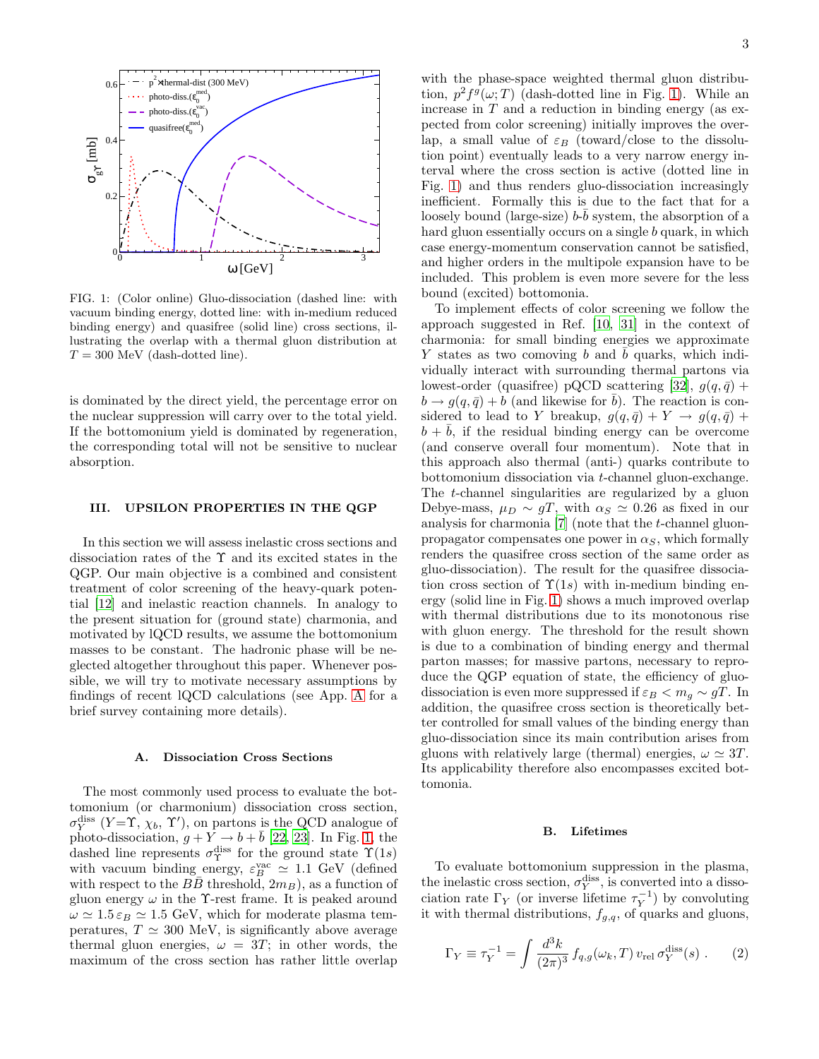FIG. 1: (Color online) Gluo-dissociation (dashed line: with vacuum binding energy, dotted line: with in-medium reduced binding energy) and quasifree (solid line) cross sections, illustrating the overlap with a thermal gluon distribution at $T = 300$ MeV (dash-dotted line).

is dominated by the direct yield, the percentage error on the nuclear suppression will carry over to the total yield. If the bottomonium yield is dominated by regeneration, the corresponding total will not be sensitive to nuclear absorption.

## III. UPSILON PROPERTIES IN THE QGP

In this section we will assess inelastic cross sections and dissociation rates of the $\Upsilon$ and its excited states in the QGP. Our main objective is a combined and consistent treatment of color screening of the heavy-quark potential [12] and inelastic reaction channels. In analogy to the present situation for (ground state) charmonia, and motivated by lQCD results, we assume the bottomonium masses to be constant. The hadronic phase will be neglected altogether throughout this paper. Whenever possible, we will try to motivate necessary assumptions by findings of recent lQCD calculations (see App. A for a brief survey containing more details).

### A. Dissociation Cross Sections

The most commonly used process to evaluate the bottomonium (or charmonium) dissociation cross section, $\sigma_Y^{\rm diss}$ ($Y$=$\Upsilon$, $\chi_b$, $\Upsilon'$), on partons is the QCD analogue of photo-dissociation, $g + Y \to b + \bar{b}$ [22, 23]. In Fig. 1, the dashed line represents $\sigma_\Upsilon^{\rm diss}$ for the ground state $\Upsilon(1s)$ with vacuum binding energy, $\varepsilon_B^{\rm vac} \simeq 1.1$ GeV (defined with respect to the $B\bar{B}$ threshold, $2m_B$), as a function of gluon energy $\omega$ in the $\Upsilon$-rest frame. It is peaked around $\omega \simeq 1.5\,\varepsilon_B \simeq 1.5$ GeV, which for moderate plasma temperatures, $T \simeq 300$ MeV, is significantly above average thermal gluon energies, $\omega = 3T$; in other words, the maximum of the cross section has rather little overlap with the phase-space weighted thermal gluon distribution, $p^2 f^g(\omega; T)$ (dash-dotted line in Fig. 1). While an increase in $T$ and a reduction in binding energy (as expected from color screening) initially improves the overlap, a small value of $\varepsilon_B$ (toward/close to the dissolution point) eventually leads to a very narrow energy interval where the cross section is active (dotted line in Fig. 1) and thus renders gluo-dissociation increasingly inefficient. Formally this is due to the fact that for a loosely bound (large-size) $b$-$\bar{b}$ system, the absorption of a hard gluon essentially occurs on a single $b$ quark, in which case energy-momentum conservation cannot be satisfied, and higher orders in the multipole expansion have to be included. This problem is even more severe for the less bound (excited) bottomonia.

To implement effects of color screening we follow the approach suggested in Ref. [10, 31] in the context of charmonia: for small binding energies we approximate $Y$ states as two comoving $b$ and $\bar{b}$ quarks, which individually interact with surrounding thermal partons via lowest-order (quasifree) pQCD scattering [32], $g(q, \bar{q}) + b \to g(q, \bar{q}) + b$ (and likewise for $\bar{b}$). The reaction is considered to lead to $Y$ breakup, $g(q, \bar{q}) + Y \to g(q, \bar{q}) + b + \bar{b}$, if the residual binding energy can be overcome (and conserve overall four momentum). Note that in this approach also thermal (anti-) quarks contribute to bottomonium dissociation via $t$-channel gluon-exchange. The $t$-channel singularities are regularized by a gluon Debye-mass, $\mu_D \sim gT$, with $\alpha_S \simeq 0.26$ as fixed in our analysis for charmonia [7] (note that the $t$-channel gluon-propagator compensates one power in $\alpha_S$, which formally renders the quasifree cross section of the same order as gluo-dissociation). The result for the quasifree dissociation cross section of $\Upsilon(1s)$ with in-medium binding energy (solid line in Fig. 1) shows a much improved overlap with thermal distributions due to its monotonous rise with gluon energy. The threshold for the result shown is due to a combination of binding energy and thermal parton masses; for massive partons, necessary to reproduce the QGP equation of state, the efficiency of gluo-dissociation is even more suppressed if $\varepsilon_B < m_g \sim gT$. In addition, the quasifree cross section is theoretically better controlled for small values of the binding energy than gluo-dissociation since its main contribution arises from gluons with relatively large (thermal) energies, $\omega \simeq 3T$. Its applicability therefore also encompasses excited bottomonia.

### B. Lifetimes

To evaluate bottomonium suppression in the plasma, the inelastic cross section, $\sigma_Y^{\rm diss}$, is converted into a dissociation rate $\Gamma_Y$ (or inverse lifetime $\tau_Y^{-1}$) by convoluting it with thermal distributions, $f_{g,q}$, of quarks and gluons,

$$\Gamma_Y \equiv \tau_Y^{-1} = \int \frac{d^3k}{(2\pi)^3} \, f_{q,g}(\omega_k, T) \, v_{\rm rel} \, \sigma_Y^{\rm diss}(s) \; . \qquad (2)$$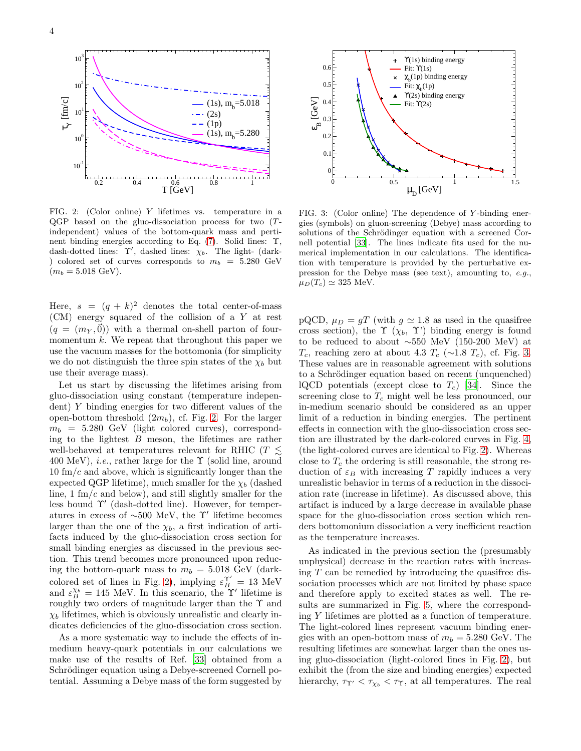FIG. 2: (Color online) $Y$ lifetimes vs. temperature in a QGP based on the gluo-dissociation process for two ($T$-independent) values of the bottom-quark mass and pertinent binding energies according to Eq. (7). Solid lines: $\Upsilon$, dash-dotted lines: $\Upsilon'$, dashed lines: $\chi_b$. The light- (dark-) colored set of curves corresponds to $m_b = 5.280$ GeV ($m_b = 5.018$ GeV).

FIG. 3: (Color online) The dependence of $Y$-binding energies (symbols) on gluon-screening (Debye) mass according to solutions of the Schrödinger equation with a screened Cornell potential [33]. The lines indicate fits used for the numerical implementation in our calculations. The identification with temperature is provided by the perturbative expression for the Debye mass (see text), amounting to, *e.g.*, $\mu_D(T_c) \simeq 325$ MeV.

Here, $s = (q + k)^2$ denotes the total center-of-mass (CM) energy squared of the collision of a $Y$ at rest ($q = (m_Y, \vec{0})$) with a thermal on-shell parton of four-momentum $k$. We repeat that throughout this paper we use the vacuum masses for the bottomonia (for simplicity we do not distinguish the three spin states of the $\chi_b$ but use their average mass).

Let us start by discussing the lifetimes arising from gluo-dissociation using constant (temperature independent) $Y$ binding energies for two different values of the open-bottom threshold ($2m_b$), cf. Fig. 2. For the larger $m_b = 5.280$ GeV (light colored curves), corresponding to the lightest $B$ meson, the lifetimes are rather well-behaved at temperatures relevant for RHIC ($T \lesssim$ 400 MeV), *i.e.*, rather large for the $\Upsilon$ (solid line, around 10 fm/$c$ and above, which is significantly longer than the expected QGP lifetime), much smaller for the $\chi_b$ (dashed line, 1 fm/$c$ and below), and still slightly smaller for the less bound $\Upsilon'$ (dash-dotted line). However, for temperatures in excess of ~500 MeV, the $\Upsilon'$ lifetime becomes larger than the one of the $\chi_b$, a first indication of artifacts induced by the gluo-dissociation cross section for small binding energies as discussed in the previous section. This trend becomes more pronounced upon reducing the bottom-quark mass to $m_b = 5.018$ GeV (dark-colored set of lines in Fig. 2), implying $\varepsilon_B^{\Upsilon'} = 13$ MeV and $\varepsilon_B^{\chi_b} = 145$ MeV. In this scenario, the $\Upsilon'$ lifetime is roughly two orders of magnitude larger than the $\Upsilon$ and $\chi_b$ lifetimes, which is obviously unrealistic and clearly indicates deficiencies of the gluo-dissociation cross section.

As a more systematic way to include the effects of in-medium heavy-quark potentials in our calculations we make use of the results of Ref. [33] obtained from a Schrödinger equation using a Debye-screened Cornell potential. Assuming a Debye mass of the form suggested by pQCD, $\mu_D = gT$ (with $g \simeq 1.8$ as used in the quasifree cross section), the $\Upsilon$ ($\chi_b$, $\Upsilon'$) binding energy is found to be reduced to about ~550 MeV (150-200 MeV) at $T_c$, reaching zero at about 4.3 $T_c$ (~1.8 $T_c$), cf. Fig. 3. These values are in reasonable agreement with solutions to a Schrödinger equation based on recent (unquenched) lQCD potentials (except close to $T_c$) [34]. Since the screening close to $T_c$ might well be less pronounced, our in-medium scenario should be considered as an upper limit of a reduction in binding energies. The pertinent effects in connection with the gluo-dissociation cross section are illustrated by the dark-colored curves in Fig. 4, (the light-colored curves are identical to Fig. 2). Whereas close to $T_c$ the ordering is still reasonable, the strong reduction of $\varepsilon_B$ with increasing $T$ rapidly induces a very unrealistic behavior in terms of a reduction in the dissociation rate (increase in lifetime). As discussed above, this artifact is induced by a large decrease in available phase space for the gluo-dissociation cross section which renders bottomonium dissociation a very inefficient reaction as the temperature increases.

As indicated in the previous section the (presumably unphysical) decrease in the reaction rates with increasing $T$ can be remedied by introducing the quasifree dissociation processes which are not limited by phase space and therefore apply to excited states as well. The results are summarized in Fig. 5, where the corresponding $Y$ lifetimes are plotted as a function of temperature. The light-colored lines represent vacuum binding energies with an open-bottom mass of $m_b = 5.280$ GeV. The resulting lifetimes are somewhat larger than the ones using gluo-dissociation (light-colored lines in Fig. 2), but exhibit the (from the size and binding energies) expected hierarchy, $\tau_{\Upsilon'} < \tau_{\chi_b} < \tau_{\Upsilon}$, at all temperatures. The real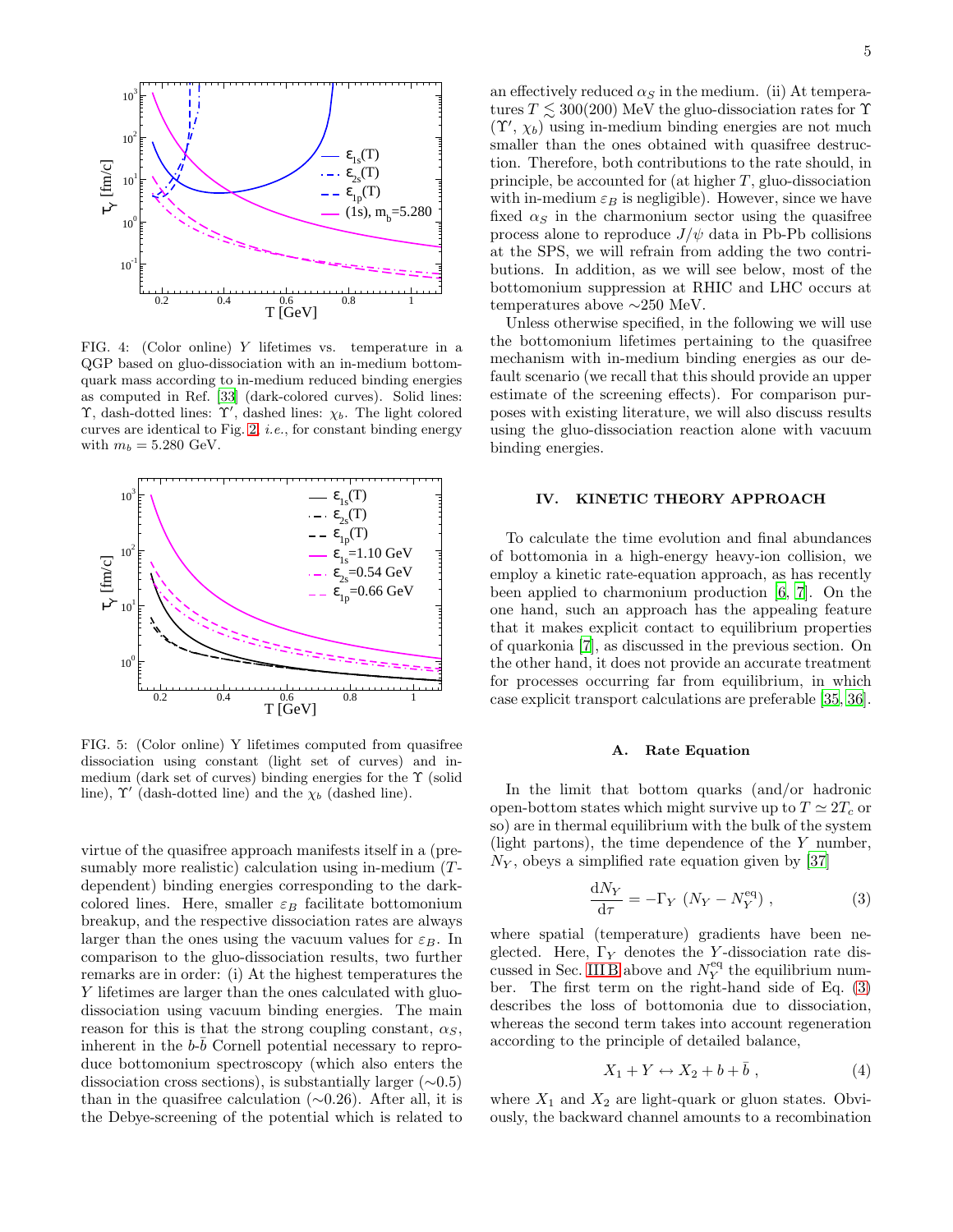FIG. 4: (Color online) $Y$ lifetimes vs. temperature in a QGP based on gluo-dissociation with an in-medium bottom-quark mass according to in-medium reduced binding energies as computed in Ref. [33] (dark-colored curves). Solid lines: $\Upsilon$, dash-dotted lines: $\Upsilon'$, dashed lines: $\chi_b$. The light colored curves are identical to Fig. 2, *i.e.*, for constant binding energy with $m_b = 5.280$ GeV.

FIG. 5: (Color online) Y lifetimes computed from quasifree dissociation using constant (light set of curves) and in-medium (dark set of curves) binding energies for the $\Upsilon$ (solid line), $\Upsilon'$ (dash-dotted line) and the $\chi_b$ (dashed line).

virtue of the quasifree approach manifests itself in a (presumably more realistic) calculation using in-medium ($T$-dependent) binding energies corresponding to the dark-colored lines. Here, smaller $\varepsilon_B$ facilitate bottomonium breakup, and the respective dissociation rates are always larger than the ones using the vacuum values for $\varepsilon_B$. In comparison to the gluo-dissociation results, two further remarks are in order: (i) At the highest temperatures the $Y$ lifetimes are larger than the ones calculated with gluo-dissociation using vacuum binding energies. The main reason for this is that the strong coupling constant, $\alpha_S$, inherent in the $b$-$\bar{b}$ Cornell potential necessary to reproduce bottomonium spectroscopy (which also enters the dissociation cross sections), is substantially larger ($\sim$0.5) than in the quasifree calculation ($\sim$0.26). After all, it is the Debye-screening of the potential which is related to an effectively reduced $\alpha_S$ in the medium. (ii) At temperatures $T \lesssim 300(200)$ MeV the gluo-dissociation rates for $\Upsilon$ ($\Upsilon'$, $\chi_b$) using in-medium binding energies are not much smaller than the ones obtained with quasifree destruction. Therefore, both contributions to the rate should, in principle, be accounted for (at higher $T$, gluo-dissociation with in-medium $\varepsilon_B$ is negligible). However, since we have fixed $\alpha_S$ in the charmonium sector using the quasifree process alone to reproduce $J/\psi$ data in Pb-Pb collisions at the SPS, we will refrain from adding the two contributions. In addition, as we will see below, most of the bottomonium suppression at RHIC and LHC occurs at temperatures above $\sim$250 MeV.

Unless otherwise specified, in the following we will use the bottomonium lifetimes pertaining to the quasifree mechanism with in-medium binding energies as our default scenario (we recall that this should provide an upper estimate of the screening effects). For comparison purposes with existing literature, we will also discuss results using the gluo-dissociation reaction alone with vacuum binding energies.

## IV. KINETIC THEORY APPROACH

To calculate the time evolution and final abundances of bottomonia in a high-energy heavy-ion collision, we employ a kinetic rate-equation approach, as has recently been applied to charmonium production [6, 7]. On the one hand, such an approach has the appealing feature that it makes explicit contact to equilibrium properties of quarkonia [7], as discussed in the previous section. On the other hand, it does not provide an accurate treatment for processes occurring far from equilibrium, in which case explicit transport calculations are preferable [35, 36].

### A. Rate Equation

In the limit that bottom quarks (and/or hadronic open-bottom states which might survive up to $T \simeq 2T_c$ or so) are in thermal equilibrium with the bulk of the system (light partons), the time dependence of the $Y$ number, $N_Y$, obeys a simplified rate equation given by [37]

$$\frac{\mathrm{d}N_Y}{\mathrm{d}\tau} = -\Gamma_Y \, \left(N_Y - N_Y^{\mathrm{eq}}\right) , \tag{3}$$

where spatial (temperature) gradients have been neglected. Here, $\Gamma_Y$ denotes the $Y$-dissociation rate discussed in Sec. III B above and $N_Y^{\mathrm{eq}}$ the equilibrium number. The first term on the right-hand side of Eq. (3) describes the loss of bottomonia due to dissociation, whereas the second term takes into account regeneration according to the principle of detailed balance,

$$X_1 + Y \leftrightarrow X_2 + b + \bar{b} \; , \tag{4}$$

where $X_1$ and $X_2$ are light-quark or gluon states. Obviously, the backward channel amounts to a recombination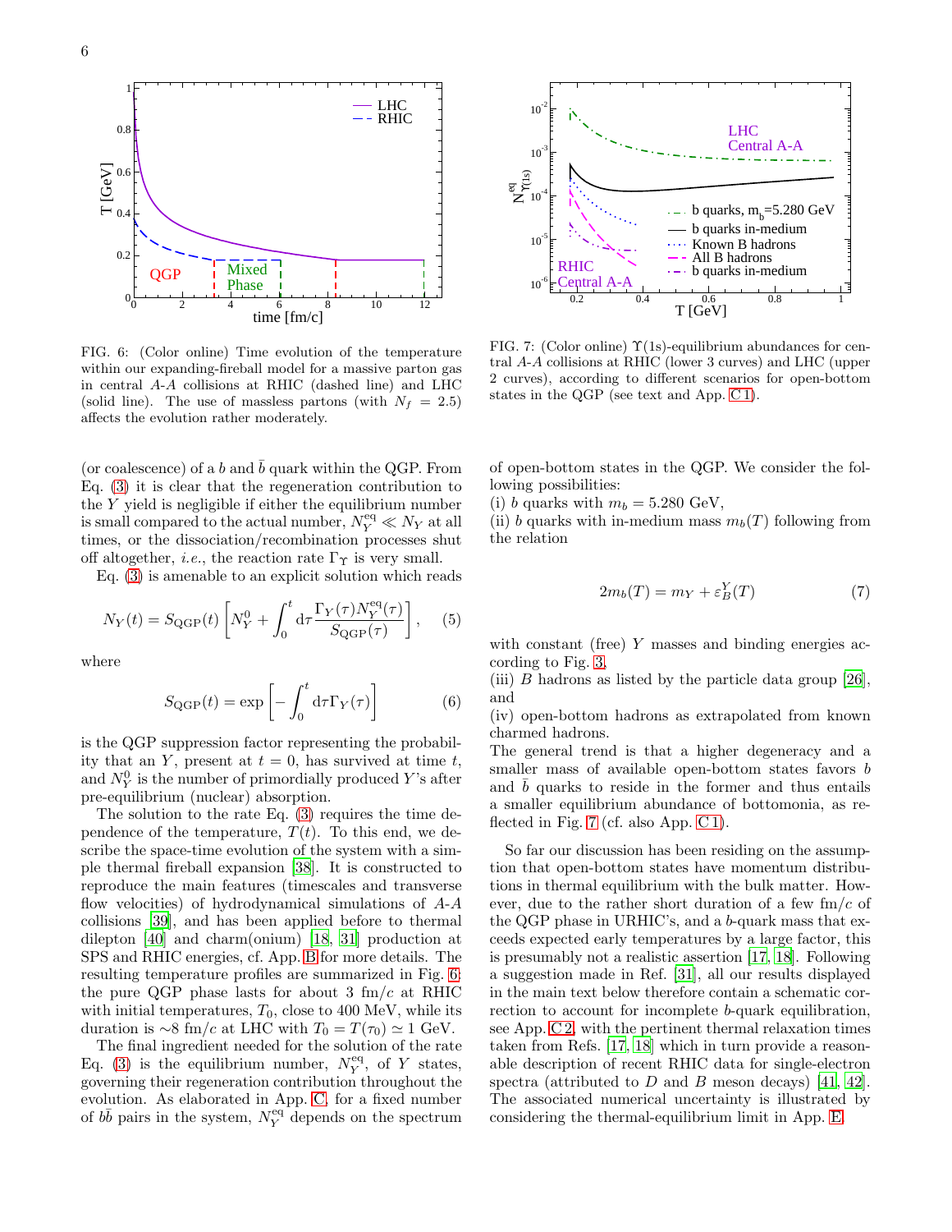FIG. 6: (Color online) Time evolution of the temperature within our expanding-fireball model for a massive parton gas in central $A$-$A$ collisions at RHIC (dashed line) and LHC (solid line). The use of massless partons (with $N_f = 2.5$) affects the evolution rather moderately.

FIG. 7: (Color online) $\Upsilon$(1s)-equilibrium abundances for central $A$-$A$ collisions at RHIC (lower 3 curves) and LHC (upper 2 curves), according to different scenarios for open-bottom states in the QGP (see text and App. C 1).

(or coalescence) of a $b$ and $\bar{b}$ quark within the QGP. From Eq. (3) it is clear that the regeneration contribution to the $Y$ yield is negligible if either the equilibrium number is small compared to the actual number, $N_Y^{\rm eq} \ll N_Y$ at all times, or the dissociation/recombination processes shut off altogether, *i.e.*, the reaction rate $\Gamma_\Upsilon$ is very small.

Eq. (3) is amenable to an explicit solution which reads

$$N_Y(t) = S_{\rm QGP}(t)\left[N_Y^0 + \int_0^t {\rm d}\tau \frac{\Gamma_Y(\tau) N_Y^{\rm eq}(\tau)}{S_{\rm QGP}(\tau)}\right], \qquad (5)$$

where

$$S_{\rm QGP}(t) = \exp\left[-\int_0^t {\rm d}\tau \Gamma_Y(\tau)\right] \qquad (6)$$

is the QGP suppression factor representing the probability that an $Y$, present at $t = 0$, has survived at time $t$, and $N_Y^0$ is the number of primordially produced $Y$'s after pre-equilibrium (nuclear) absorption.

The solution to the rate Eq. (3) requires the time dependence of the temperature, $T(t)$. To this end, we describe the space-time evolution of the system with a simple thermal fireball expansion [38]. It is constructed to reproduce the main features (timescales and transverse flow velocities) of hydrodynamical simulations of $A$-$A$ collisions [39], and has been applied before to thermal dilepton [40] and charm(onium) [18, 31] production at SPS and RHIC energies, cf. App. B for more details. The resulting temperature profiles are summarized in Fig. 6: the pure QGP phase lasts for about 3 fm/$c$ at RHIC with initial temperatures, $T_0$, close to 400 MeV, while its duration is $\sim$8 fm/$c$ at LHC with $T_0 = T(\tau_0) \simeq 1$ GeV.

The final ingredient needed for the solution of the rate Eq. (3) is the equilibrium number, $N_Y^{\rm eq}$, of $Y$ states, governing their regeneration contribution throughout the evolution. As elaborated in App. C, for a fixed number of $b\bar{b}$ pairs in the system, $N_Y^{\rm eq}$ depends on the spectrum of open-bottom states in the QGP. We consider the following possibilities:

(i) $b$ quarks with $m_b = 5.280$ GeV,
(ii) $b$ quarks with in-medium mass $m_b(T)$ following from the relation

$$2m_b(T) = m_Y + \varepsilon_B^Y(T) \qquad (7)$$

with constant (free) $Y$ masses and binding energies according to Fig. 3,
(iii) $B$ hadrons as listed by the particle data group [26], and
(iv) open-bottom hadrons as extrapolated from known charmed hadrons.

The general trend is that a higher degeneracy and a smaller mass of available open-bottom states favors $b$ and $\bar{b}$ quarks to reside in the former and thus entails a smaller equilibrium abundance of bottomonia, as reflected in Fig. 7 (cf. also App. C 1).

So far our discussion has been residing on the assumption that open-bottom states have momentum distributions in thermal equilibrium with the bulk matter. However, due to the rather short duration of a few fm/$c$ of the QGP phase in URHIC's, and a $b$-quark mass that exceeds expected early temperatures by a large factor, this is presumably not a realistic assertion [17, 18]. Following a suggestion made in Ref. [31], all our results displayed in the main text below therefore contain a schematic correction to account for incomplete $b$-quark equilibration, see App. C 2, with the pertinent thermal relaxation times taken from Refs. [17, 18] which in turn provide a reasonable description of recent RHIC data for single-electron spectra (attributed to $D$ and $B$ meson decays) [41, 42]. The associated numerical uncertainty is illustrated by considering the thermal-equilibrium limit in App. E.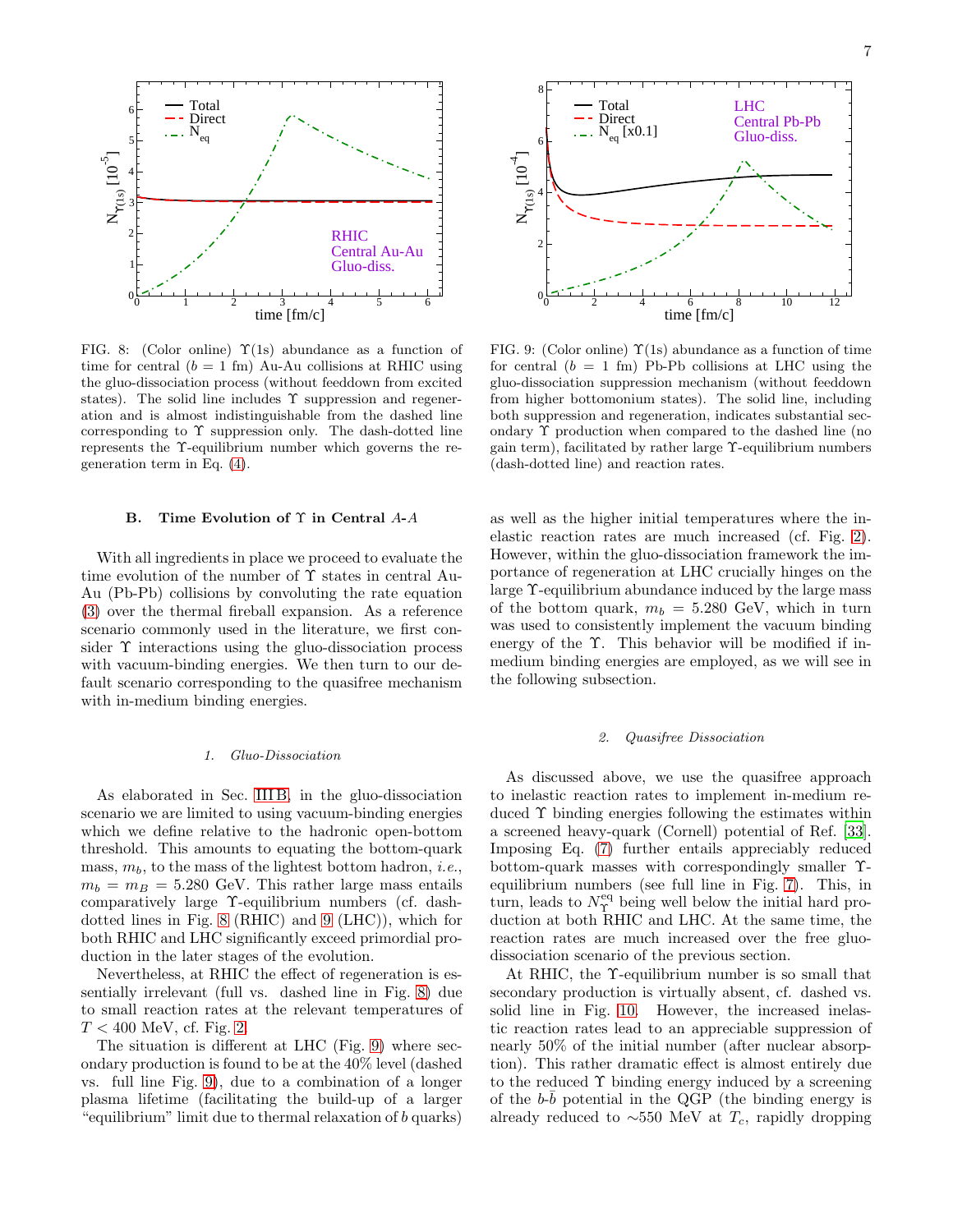FIG. 8: (Color online) $\Upsilon(1s)$ abundance as a function of time for central ($b = 1$ fm) Au-Au collisions at RHIC using the gluo-dissociation process (without feeddown from excited states). The solid line includes $\Upsilon$ suppression and regeneration and is almost indistinguishable from the dashed line corresponding to $\Upsilon$ suppression only. The dash-dotted line represents the $\Upsilon$-equilibrium number which governs the regeneration term in Eq. (4).

FIG. 9: (Color online) $\Upsilon(1s)$ abundance as a function of time for central ($b = 1$ fm) Pb-Pb collisions at LHC using the gluo-dissociation suppression mechanism (without feeddown from higher bottomonium states). The solid line, including both suppression and regeneration, indicates substantial secondary $\Upsilon$ production when compared to the dashed line (no gain term), facilitated by rather large $\Upsilon$-equilibrium numbers (dash-dotted line) and reaction rates.

### B. Time Evolution of $\Upsilon$ in Central $A$-$A$

With all ingredients in place we proceed to evaluate the time evolution of the number of $\Upsilon$ states in central Au-Au (Pb-Pb) collisions by convoluting the rate equation (3) over the thermal fireball expansion. As a reference scenario commonly used in the literature, we first consider $\Upsilon$ interactions using the gluo-dissociation process with vacuum-binding energies. We then turn to our default scenario corresponding to the quasifree mechanism with in-medium binding energies.

#### 1. Gluo-Dissociation

As elaborated in Sec. III B, in the gluo-dissociation scenario we are limited to using vacuum-binding energies which we define relative to the hadronic open-bottom threshold. This amounts to equating the bottom-quark mass, $m_b$, to the mass of the lightest bottom hadron, *i.e.*, $m_b = m_B = 5.280$ GeV. This rather large mass entails comparatively large $\Upsilon$-equilibrium numbers (cf. dash-dotted lines in Fig. 8 (RHIC) and 9 (LHC)), which for both RHIC and LHC significantly exceed primordial production in the later stages of the evolution.

Nevertheless, at RHIC the effect of regeneration is essentially irrelevant (full vs. dashed line in Fig. 8) due to small reaction rates at the relevant temperatures of $T < 400$ MeV, cf. Fig. 2.

The situation is different at LHC (Fig. 9) where secondary production is found to be at the 40% level (dashed vs. full line Fig. 9), due to a combination of a longer plasma lifetime (facilitating the build-up of a larger "equilibrium" limit due to thermal relaxation of $b$ quarks) as well as the higher initial temperatures where the inelastic reaction rates are much increased (cf. Fig. 2). However, within the gluo-dissociation framework the importance of regeneration at LHC crucially hinges on the large $\Upsilon$-equilibrium abundance induced by the large mass of the bottom quark, $m_b = 5.280$ GeV, which in turn was used to consistently implement the vacuum binding energy of the $\Upsilon$. This behavior will be modified if in-medium binding energies are employed, as we will see in the following subsection.

#### 2. Quasifree Dissociation

As discussed above, we use the quasifree approach to inelastic reaction rates to implement in-medium reduced $\Upsilon$ binding energies following the estimates within a screened heavy-quark (Cornell) potential of Ref. [33]. Imposing Eq. (7) further entails appreciably reduced bottom-quark masses with correspondingly smaller $\Upsilon$-equilibrium numbers (see full line in Fig. 7). This, in turn, leads to $N_\Upsilon^{\rm eq}$ being well below the initial hard production at both RHIC and LHC. At the same time, the reaction rates are much increased over the free gluo-dissociation scenario of the previous section.

At RHIC, the $\Upsilon$-equilibrium number is so small that secondary production is virtually absent, cf. dashed vs. solid line in Fig. 10. However, the increased inelastic reaction rates lead to an appreciable suppression of nearly 50% of the initial number (after nuclear absorption). This rather dramatic effect is almost entirely due to the reduced $\Upsilon$ binding energy induced by a screening of the $b$-$\bar{b}$ potential in the QGP (the binding energy is already reduced to $\sim$550 MeV at $T_c$, rapidly dropping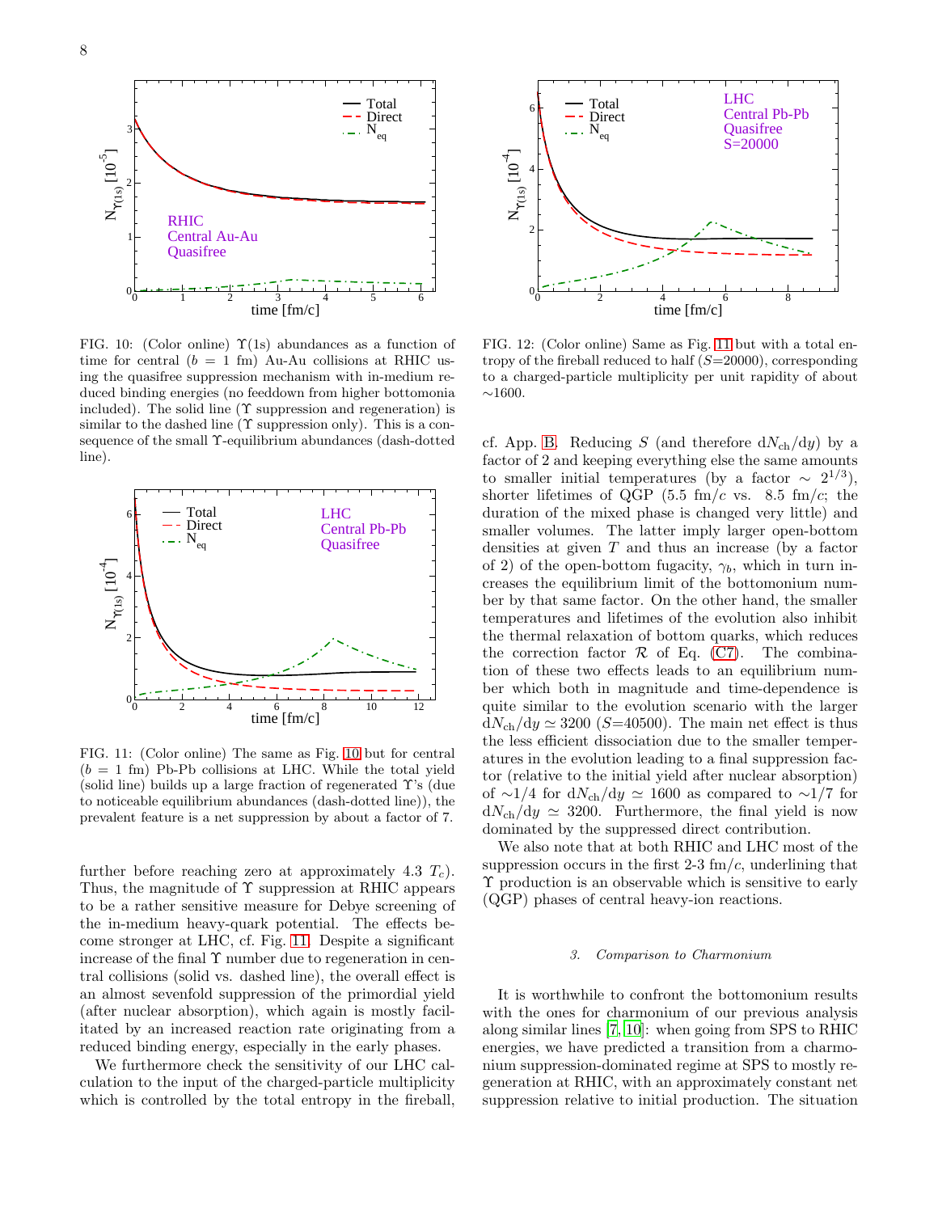FIG. 10: (Color online) $\Upsilon(1s)$ abundances as a function of time for central ($b = 1$ fm) Au-Au collisions at RHIC using the quasifree suppression mechanism with in-medium reduced binding energies (no feeddown from higher bottomonia included). The solid line ($\Upsilon$ suppression and regeneration) is similar to the dashed line ($\Upsilon$ suppression only). This is a consequence of the small $\Upsilon$-equilibrium abundances (dash-dotted line).

FIG. 11: (Color online) The same as Fig. 10 but for central ($b = 1$ fm) Pb-Pb collisions at LHC. While the total yield (solid line) builds up a large fraction of regenerated $\Upsilon$'s (due to noticeable equilibrium abundances (dash-dotted line)), the prevalent feature is a net suppression by about a factor of 7.

further before reaching zero at approximately 4.3 $T_c$). Thus, the magnitude of $\Upsilon$ suppression at RHIC appears to be a rather sensitive measure for Debye screening of the in-medium heavy-quark potential. The effects become stronger at LHC, cf. Fig. 11. Despite a significant increase of the final $\Upsilon$ number due to regeneration in central collisions (solid vs. dashed line), the overall effect is an almost sevenfold suppression of the primordial yield (after nuclear absorption), which again is mostly facilitated by an increased reaction rate originating from a reduced binding energy, especially in the early phases.

We furthermore check the sensitivity of our LHC calculation to the input of the charged-particle multiplicity which is controlled by the total entropy in the fireball,

FIG. 12: (Color online) Same as Fig. 11 but with a total entropy of the fireball reduced to half ($S$=20000), corresponding to a charged-particle multiplicity per unit rapidity of about $\sim$1600.

cf. App. B. Reducing $S$ (and therefore $\mathrm{d}N_{\mathrm{ch}}/\mathrm{d}y$) by a factor of 2 and keeping everything else the same amounts to smaller initial temperatures (by a factor $\sim 2^{1/3}$), shorter lifetimes of QGP (5.5 fm/$c$ vs. 8.5 fm/$c$; the duration of the mixed phase is changed very little) and smaller volumes. The latter imply larger open-bottom densities at given $T$ and thus an increase (by a factor of 2) of the open-bottom fugacity, $\gamma_b$, which in turn increases the equilibrium limit of the bottomonium number by that same factor. On the other hand, the smaller temperatures and lifetimes of the evolution also inhibit the thermal relaxation of bottom quarks, which reduces the correction factor $\mathcal{R}$ of Eq. (C7). The combination of these two effects leads to an equilibrium number which both in magnitude and time-dependence is quite similar to the evolution scenario with the larger $\mathrm{d}N_{\mathrm{ch}}/\mathrm{d}y \simeq 3200$ ($S$=40500). The main net effect is thus the less efficient dissociation due to the smaller temperatures in the evolution leading to a final suppression factor (relative to the initial yield after nuclear absorption) of $\sim$1/4 for $\mathrm{d}N_{\mathrm{ch}}/\mathrm{d}y \simeq 1600$ as compared to $\sim$1/7 for $\mathrm{d}N_{\mathrm{ch}}/\mathrm{d}y \simeq 3200$. Furthermore, the final yield is now dominated by the suppressed direct contribution.

We also note that at both RHIC and LHC most of the suppression occurs in the first 2-3 fm/$c$, underlining that $\Upsilon$ production is an observable which is sensitive to early (QGP) phases of central heavy-ion reactions.

### 3. *Comparison to Charmonium*

It is worthwhile to confront the bottomonium results with the ones for charmonium of our previous analysis along similar lines [7, 10]: when going from SPS to RHIC energies, we have predicted a transition from a charmonium suppression-dominated regime at SPS to mostly regeneration at RHIC, with an approximately constant net suppression relative to initial production. The situation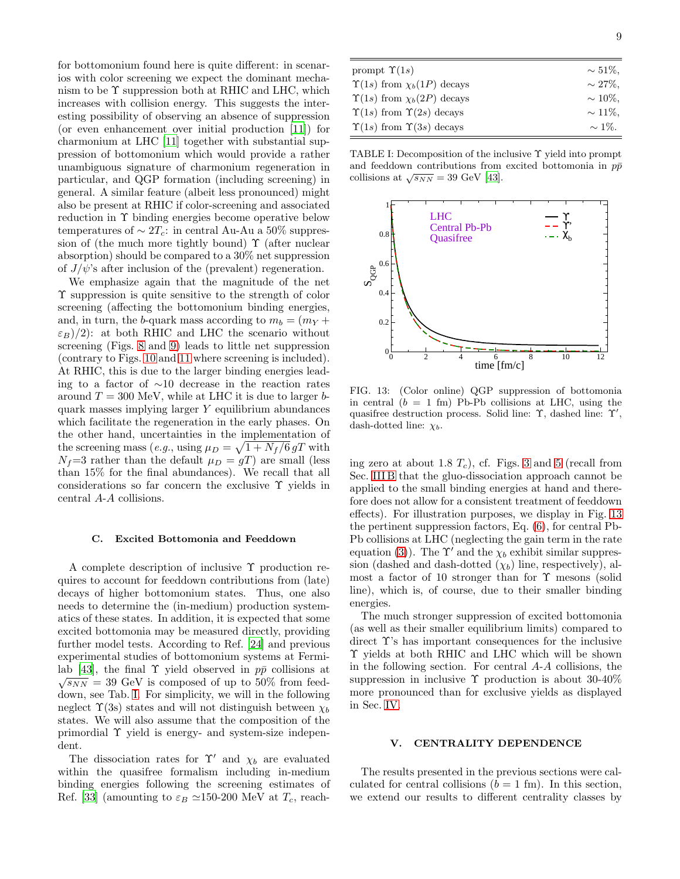for bottomonium found here is quite different: in scenarios with color screening we expect the dominant mechanism to be $\Upsilon$ suppression both at RHIC and LHC, which increases with collision energy. This suggests the interesting possibility of observing an absence of suppression (or even enhancement over initial production [11]) for charmonium at LHC [11] together with substantial suppression of bottomonium which would provide a rather unambiguous signature of charmonium regeneration in particular, and QGP formation (including screening) in general. A similar feature (albeit less pronounced) might also be present at RHIC if color-screening and associated reduction in $\Upsilon$ binding energies become operative below temperatures of $\sim 2T_c$: in central Au-Au a 50% suppression of (the much more tightly bound) $\Upsilon$ (after nuclear absorption) should be compared to a 30% net suppression of $J/\psi$'s after inclusion of the (prevalent) regeneration.

We emphasize again that the magnitude of the net $\Upsilon$ suppression is quite sensitive to the strength of color screening (affecting the bottomonium binding energies, and, in turn, the $b$-quark mass according to $m_b = (m_Y + \varepsilon_B)/2$): at both RHIC and LHC the scenario without screening (Figs. 8 and 9) leads to little net suppression (contrary to Figs. 10 and 11 where screening is included). At RHIC, this is due to the larger binding energies leading to a factor of $\sim$10 decrease in the reaction rates around $T = 300$ MeV, while at LHC it is due to larger $b$-quark masses implying larger $Y$ equilibrium abundances which facilitate the regeneration in the early phases. On the other hand, uncertainties in the implementation of the screening mass (*e.g.*, using $\mu_D = \sqrt{1+N_f/6}\,gT$ with $N_f$=3 rather than the default $\mu_D = gT$) are small (less than 15% for the final abundances). We recall that all considerations so far concern the exclusive $\Upsilon$ yields in central $A$-$A$ collisions.

### C. Excited Bottomonia and Feeddown

A complete description of inclusive $\Upsilon$ production requires to account for feeddown contributions from (late) decays of higher bottomonium states. Thus, one also needs to determine the (in-medium) production systematics of these states. In addition, it is expected that some excited bottomonia may be measured directly, providing further model tests. According to Ref. [24] and previous experimental studies of bottomonium systems at Fermilab [43], the final $\Upsilon$ yield observed in $p\bar{p}$ collisions at $\sqrt{s_{NN}} = 39$ GeV is composed of up to 50% from feeddown, see Tab. I. For simplicity, we will in the following neglect $\Upsilon$(3s) states and will not distinguish between $\chi_b$ states. We will also assume that the composition of the primordial $\Upsilon$ yield is energy- and system-size independent.

The dissociation rates for $\Upsilon'$ and $\chi_b$ are evaluated within the quasifree formalism including in-medium binding energies following the screening estimates of Ref. [33] (amounting to $\varepsilon_B \simeq$150-200 MeV at $T_c$, reaching zero at about 1.8 $T_c$), cf. Figs. 3 and 5 (recall from Sec. III B that the gluo-dissociation approach cannot be applied to the small binding energies at hand and therefore does not allow for a consistent treatment of feeddown effects). For illustration purposes, we display in Fig. 13 the pertinent suppression factors, Eq. (6), for central Pb-Pb collisions at LHC (neglecting the gain term in the rate equation (3)). The $\Upsilon'$ and the $\chi_b$ exhibit similar suppression (dashed and dash-dotted ($\chi_b$) line, respectively), almost a factor of 10 stronger than for $\Upsilon$ mesons (solid line), which is, of course, due to their smaller binding energies.

| | |
|---|---|
| prompt $\Upsilon(1s)$ | $\sim 51\%$, |
| $\Upsilon(1s)$ from $\chi_b(1P)$ decays | $\sim 27\%$, |
| $\Upsilon(1s)$ from $\chi_b(2P)$ decays | $\sim 10\%$, |
| $\Upsilon(1s)$ from $\Upsilon(2s)$ decays | $\sim 11\%$, |
| $\Upsilon(1s)$ from $\Upsilon(3s)$ decays | $\sim 1\%$. |

TABLE I: Decomposition of the inclusive $\Upsilon$ yield into prompt and feeddown contributions from excited bottomonia in $p\bar{p}$ collisions at $\sqrt{s_{NN}} = 39$ GeV [43].

FIG. 13: (Color online) QGP suppression of bottomonia in central ($b = 1$ fm) Pb-Pb collisions at LHC, using the quasifree destruction process. Solid line: $\Upsilon$, dashed line: $\Upsilon'$, dash-dotted line: $\chi_b$.

The much stronger suppression of excited bottomonia (as well as their smaller equilibrium limits) compared to direct $\Upsilon$'s has important consequences for the inclusive $\Upsilon$ yields at both RHIC and LHC which will be shown in the following section. For central $A$-$A$ collisions, the suppression in inclusive $\Upsilon$ production is about 30-40% more pronounced than for exclusive yields as displayed in Sec. IV.

## V. CENTRALITY DEPENDENCE

The results presented in the previous sections were calculated for central collisions ($b = 1$ fm). In this section, we extend our results to different centrality classes by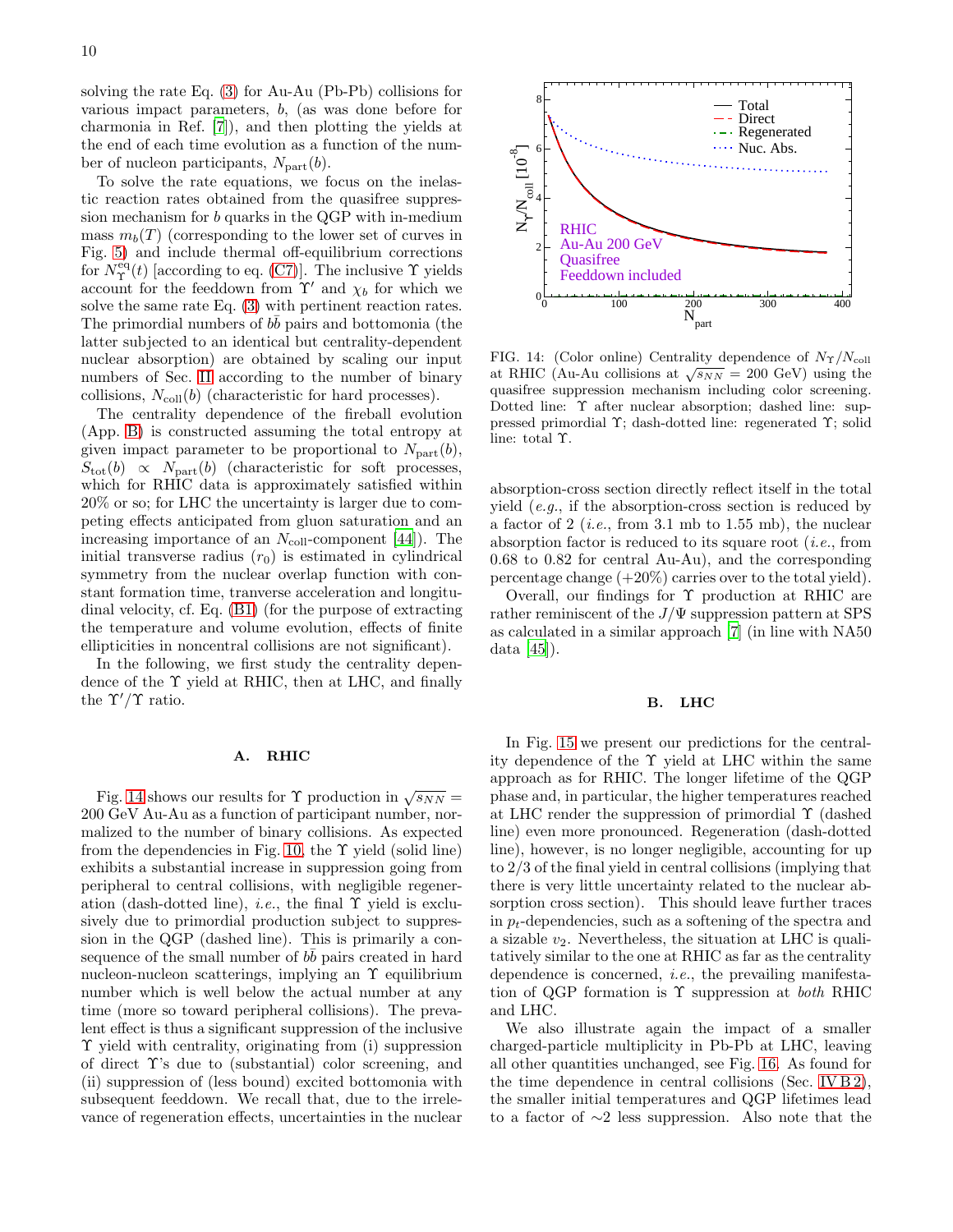solving the rate Eq. (3) for Au-Au (Pb-Pb) collisions for various impact parameters, $b$, (as was done before for charmonia in Ref. [7]), and then plotting the yields at the end of each time evolution as a function of the number of nucleon participants, $N_{\rm part}(b)$.

To solve the rate equations, we focus on the inelastic reaction rates obtained from the quasifree suppression mechanism for $b$ quarks in the QGP with in-medium mass $m_b(T)$ (corresponding to the lower set of curves in Fig. 5) and include thermal off-equilibrium corrections for $N_\Upsilon^{\rm eq}(t)$ [according to eq. (C7)]. The inclusive $\Upsilon$ yields account for the feeddown from $\Upsilon'$ and $\chi_b$ for which we solve the same rate Eq. (3) with pertinent reaction rates. The primordial numbers of $b\bar{b}$ pairs and bottomonia (the latter subjected to an identical but centrality-dependent nuclear absorption) are obtained by scaling our input numbers of Sec. II according to the number of binary collisions, $N_{\rm coll}(b)$ (characteristic for hard processes).

The centrality dependence of the fireball evolution (App. B) is constructed assuming the total entropy at given impact parameter to be proportional to $N_{\rm part}(b)$, $S_{\rm tot}(b) \propto N_{\rm part}(b)$ (characteristic for soft processes, which for RHIC data is approximately satisfied within 20% or so; for LHC the uncertainty is larger due to competing effects anticipated from gluon saturation and an increasing importance of an $N_{\rm coll}$-component [44]). The initial transverse radius ($r_0$) is estimated in cylindrical symmetry from the nuclear overlap function with constant formation time, tranverse acceleration and longitudinal velocity, cf. Eq. (B1) (for the purpose of extracting the temperature and volume evolution, effects of finite ellipticities in noncentral collisions are not significant).

In the following, we first study the centrality dependence of the $\Upsilon$ yield at RHIC, then at LHC, and finally the $\Upsilon'/\Upsilon$ ratio.

### A. RHIC

Fig. 14 shows our results for $\Upsilon$ production in $\sqrt{s_{NN}}$ = 200 GeV Au-Au as a function of participant number, normalized to the number of binary collisions. As expected from the dependencies in Fig. 10, the $\Upsilon$ yield (solid line) exhibits a substantial increase in suppression going from peripheral to central collisions, with negligible regeneration (dash-dotted line), *i.e.*, the final $\Upsilon$ yield is exclusively due to primordial production subject to suppression in the QGP (dashed line). This is primarily a consequence of the small number of $b\bar{b}$ pairs created in hard nucleon-nucleon scatterings, implying an $\Upsilon$ equilibrium number which is well below the actual number at any time (more so toward peripheral collisions). The prevalent effect is thus a significant suppression of the inclusive $\Upsilon$ yield with centrality, originating from (i) suppression of direct $\Upsilon$'s due to (substantial) color screening, and (ii) suppression of (less bound) excited bottomonia with subsequent feeddown. We recall that, due to the irrelevance of regeneration effects, uncertainties in the nuclear absorption-cross section directly reflect itself in the total yield (*e.g.*, if the absorption-cross section is reduced by a factor of 2 (*i.e.*, from 3.1 mb to 1.55 mb), the nuclear absorption factor is reduced to its square root (*i.e.*, from 0.68 to 0.82 for central Au-Au), and the corresponding percentage change (+20%) carries over to the total yield).

FIG. 14: (Color online) Centrality dependence of $N_\Upsilon/N_{\rm coll}$ at RHIC (Au-Au collisions at $\sqrt{s_{NN}}$ = 200 GeV) using the quasifree suppression mechanism including color screening. Dotted line: $\Upsilon$ after nuclear absorption; dashed line: suppressed primordial $\Upsilon$; dash-dotted line: regenerated $\Upsilon$; solid line: total $\Upsilon$.

Overall, our findings for $\Upsilon$ production at RHIC are rather reminiscent of the $J/\Psi$ suppression pattern at SPS as calculated in a similar approach [7] (in line with NA50 data [45]).

### B. LHC

In Fig. 15 we present our predictions for the centrality dependence of the $\Upsilon$ yield at LHC within the same approach as for RHIC. The longer lifetime of the QGP phase and, in particular, the higher temperatures reached at LHC render the suppression of primordial $\Upsilon$ (dashed line) even more pronounced. Regeneration (dash-dotted line), however, is no longer negligible, accounting for up to 2/3 of the final yield in central collisions (implying that there is very little uncertainty related to the nuclear absorption cross section). This should leave further traces in $p_t$-dependencies, such as a softening of the spectra and a sizable $v_2$. Nevertheless, the situation at LHC is qualitatively similar to the one at RHIC as far as the centrality dependence is concerned, *i.e.*, the prevailing manifestation of QGP formation is $\Upsilon$ suppression at *both* RHIC and LHC.

We also illustrate again the impact of a smaller charged-particle multiplicity in Pb-Pb at LHC, leaving all other quantities unchanged, see Fig. 16. As found for the time dependence in central collisions (Sec. IV B 2), the smaller initial temperatures and QGP lifetimes lead to a factor of ∼2 less suppression. Also note that the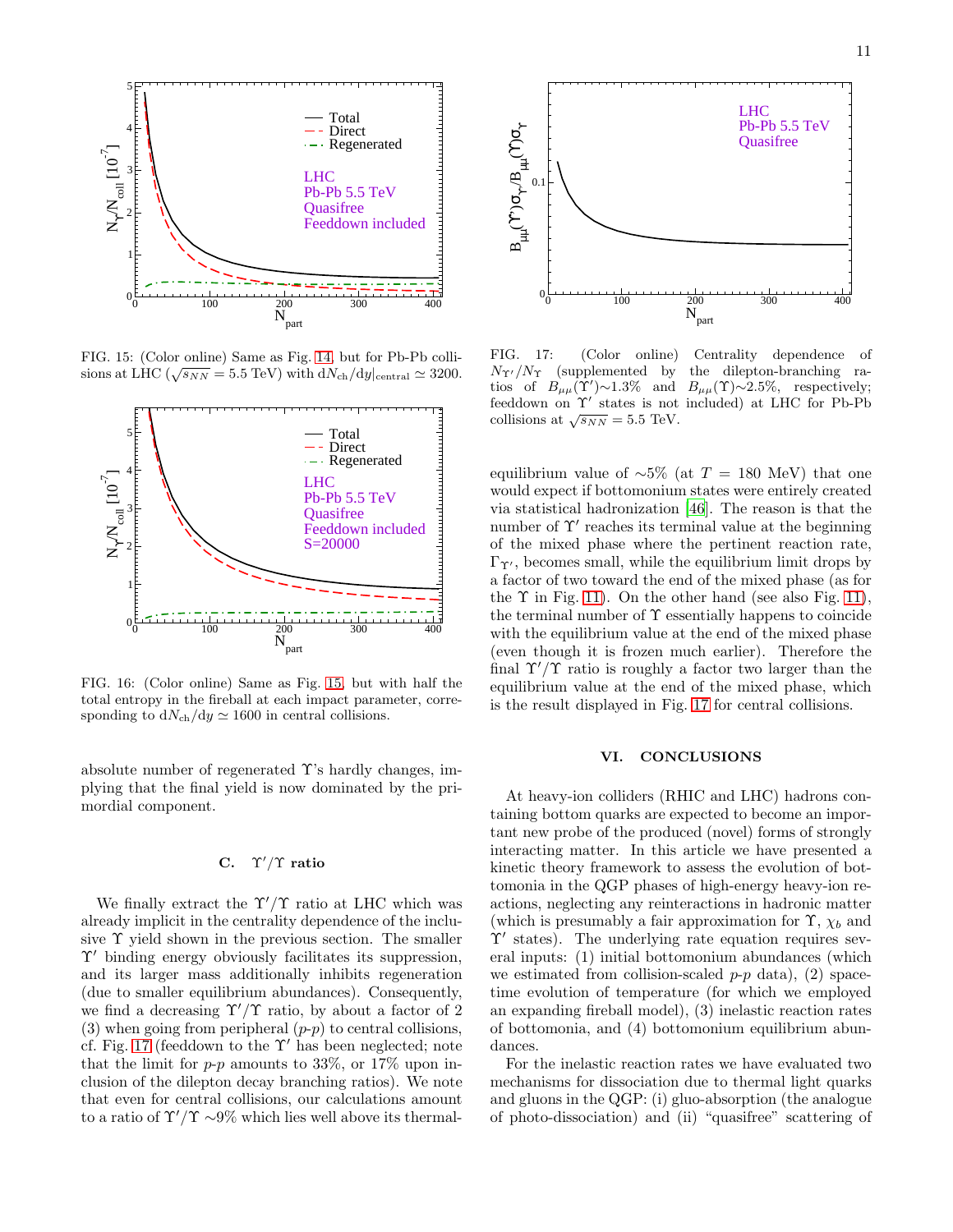FIG. 15: (Color online) Same as Fig. 14, but for Pb-Pb collisions at LHC ($\sqrt{s_{NN}} = 5.5$ TeV) with $dN_{ch}/dy|_{central} \simeq 3200$.

FIG. 16: (Color online) Same as Fig. 15, but with half the total entropy in the fireball at each impact parameter, corresponding to $dN_{ch}/dy \simeq 1600$ in central collisions.

absolute number of regenerated $\Upsilon$'s hardly changes, implying that the final yield is now dominated by the primordial component.

### C. $\Upsilon'/\Upsilon$ ratio

We finally extract the $\Upsilon'/\Upsilon$ ratio at LHC which was already implicit in the centrality dependence of the inclusive $\Upsilon$ yield shown in the previous section. The smaller $\Upsilon'$ binding energy obviously facilitates its suppression, and its larger mass additionally inhibits regeneration (due to smaller equilibrium abundances). Consequently, we find a decreasing $\Upsilon'/\Upsilon$ ratio, by about a factor of 2 (3) when going from peripheral ($p$-$p$) to central collisions, cf. Fig. 17 (feeddown to the $\Upsilon'$ has been neglected; note that the limit for $p$-$p$ amounts to 33%, or 17% upon inclusion of the dilepton decay branching ratios). We note that even for central collisions, our calculations amount to a ratio of $\Upsilon'/\Upsilon$ ~9% which lies well above its thermal-

FIG. 17: (Color online) Centrality dependence of $N_{\Upsilon'}/N_{\Upsilon}$ (supplemented by the dilepton-branching ratios of $B_{\mu\mu}(\Upsilon')$~1.3% and $B_{\mu\mu}(\Upsilon)$~2.5%, respectively; feeddown on $\Upsilon'$ states is not included) at LHC for Pb-Pb collisions at $\sqrt{s_{NN}} = 5.5$ TeV.

equilibrium value of ~5% (at $T = 180$ MeV) that one would expect if bottomonium states were entirely created via statistical hadronization [46]. The reason is that the number of $\Upsilon'$ reaches its terminal value at the beginning of the mixed phase where the pertinent reaction rate, $\Gamma_{\Upsilon'}$, becomes small, while the equilibrium limit drops by a factor of two toward the end of the mixed phase (as for the $\Upsilon$ in Fig. 11). On the other hand (see also Fig. 11), the terminal number of $\Upsilon$ essentially happens to coincide with the equilibrium value at the end of the mixed phase (even though it is frozen much earlier). Therefore the final $\Upsilon'/\Upsilon$ ratio is roughly a factor two larger than the equilibrium value at the end of the mixed phase, which is the result displayed in Fig. 17 for central collisions.

## VI. CONCLUSIONS

At heavy-ion colliders (RHIC and LHC) hadrons containing bottom quarks are expected to become an important new probe of the produced (novel) forms of strongly interacting matter. In this article we have presented a kinetic theory framework to assess the evolution of bottomonia in the QGP phases of high-energy heavy-ion reactions, neglecting any reinteractions in hadronic matter (which is presumably a fair approximation for $\Upsilon$, $\chi_b$ and $\Upsilon'$ states). The underlying rate equation requires several inputs: (1) initial bottomonium abundances (which we estimated from collision-scaled $p$-$p$ data), (2) space-time evolution of temperature (for which we employed an expanding fireball model), (3) inelastic reaction rates of bottomonia, and (4) bottomonium equilibrium abundances.

For the inelastic reaction rates we have evaluated two mechanisms for dissociation due to thermal light quarks and gluons in the QGP: (i) gluo-absorption (the analogue of photo-dissociation) and (ii) "quasifree" scattering of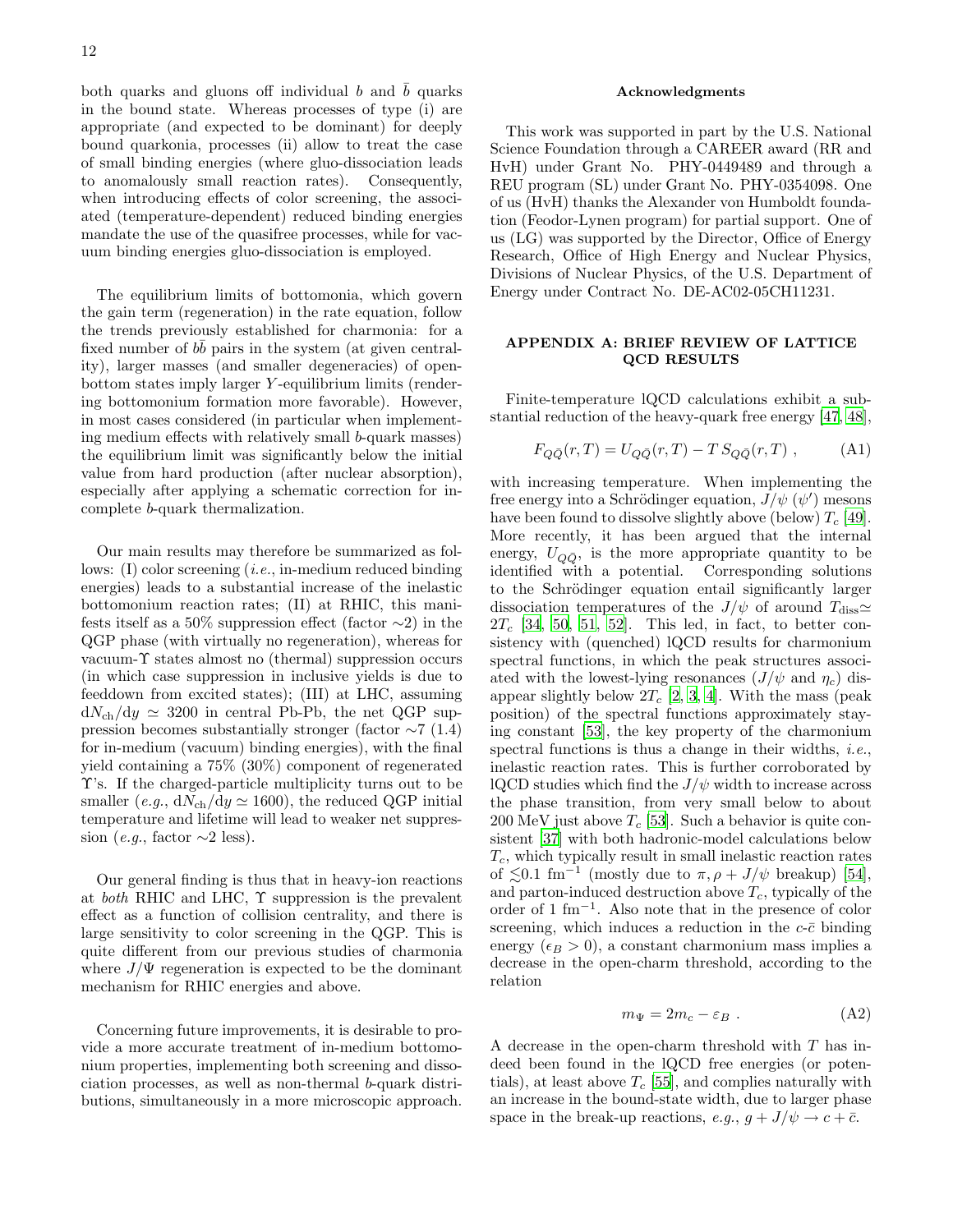both quarks and gluons off individual $b$ and $\bar{b}$ quarks in the bound state. Whereas processes of type (i) are appropriate (and expected to be dominant) for deeply bound quarkonia, processes (ii) allow to treat the case of small binding energies (where gluo-dissociation leads to anomalously small reaction rates). Consequently, when introducing effects of color screening, the associated (temperature-dependent) reduced binding energies mandate the use of the quasifree processes, while for vacuum binding energies gluo-dissociation is employed.

The equilibrium limits of bottomonia, which govern the gain term (regeneration) in the rate equation, follow the trends previously established for charmonia: for a fixed number of $b\bar{b}$ pairs in the system (at given centrality), larger masses (and smaller degeneracies) of open-bottom states imply larger $Y$-equilibrium limits (rendering bottomonium formation more favorable). However, in most cases considered (in particular when implementing medium effects with relatively small $b$-quark masses) the equilibrium limit was significantly below the initial value from hard production (after nuclear absorption), especially after applying a schematic correction for incomplete $b$-quark thermalization.

Our main results may therefore be summarized as follows: (I) color screening (*i.e.*, in-medium reduced binding energies) leads to a substantial increase of the inelastic bottomonium reaction rates; (II) at RHIC, this manifests itself as a 50% suppression effect (factor $\sim$2) in the QGP phase (with virtually no regeneration), whereas for vacuum-$\Upsilon$ states almost no (thermal) suppression occurs (in which case suppression in inclusive yields is due to feeddown from excited states); (III) at LHC, assuming $\mathrm{d}N_{\mathrm{ch}}/\mathrm{d}y \simeq 3200$ in central Pb-Pb, the net QGP suppression becomes substantially stronger (factor $\sim$7 (1.4) for in-medium (vacuum) binding energies), with the final yield containing a 75% (30%) component of regenerated $\Upsilon$'s. If the charged-particle multiplicity turns out to be smaller (*e.g.*, $\mathrm{d}N_{\mathrm{ch}}/\mathrm{d}y \simeq 1600$), the reduced QGP initial temperature and lifetime will lead to weaker net suppression (*e.g.*, factor $\sim$2 less).

Our general finding is thus that in heavy-ion reactions at *both* RHIC and LHC, $\Upsilon$ suppression is the prevalent effect as a function of collision centrality, and there is large sensitivity to color screening in the QGP. This is quite different from our previous studies of charmonia where $J/\Psi$ regeneration is expected to be the dominant mechanism for RHIC energies and above.

Concerning future improvements, it is desirable to provide a more accurate treatment of in-medium bottomonium properties, implementing both screening and dissociation processes, as well as non-thermal $b$-quark distributions, simultaneously in a more microscopic approach.

### Acknowledgments

This work was supported in part by the U.S. National Science Foundation through a CAREER award (RR and HvH) under Grant No. PHY-0449489 and through a REU program (SL) under Grant No. PHY-0354098. One of us (HvH) thanks the Alexander von Humboldt foundation (Feodor-Lynen program) for partial support. One of us (LG) was supported by the Director, Office of Energy Research, Office of High Energy and Nuclear Physics, Divisions of Nuclear Physics, of the U.S. Department of Energy under Contract No. DE-AC02-05CH11231.

## APPENDIX A: BRIEF REVIEW OF LATTICE QCD RESULTS

Finite-temperature lQCD calculations exhibit a substantial reduction of the heavy-quark free energy [47, 48],

$$F_{Q\bar{Q}}(r,T) = U_{Q\bar{Q}}(r,T) - T\,S_{Q\bar{Q}}(r,T) \ , \qquad \text{(A1)}$$

with increasing temperature. When implementing the free energy into a Schrödinger equation, $J/\psi$ ($\psi'$) mesons have been found to dissolve slightly above (below) $T_c$ [49]. More recently, it has been argued that the internal energy, $U_{Q\bar{Q}}$, is the more appropriate quantity to be identified with a potential. Corresponding solutions to the Schrödinger equation entail significantly larger dissociation temperatures of the $J/\psi$ of around $T_{\mathrm{diss}}\simeq 2T_c$ [34, 50, 51, 52]. This led, in fact, to better consistency with (quenched) lQCD results for charmonium spectral functions, in which the peak structures associated with the lowest-lying resonances ($J/\psi$ and $\eta_c$) disappear slightly below $2T_c$ [2, 3, 4]. With the mass (peak position) of the spectral functions approximately staying constant [53], the key property of the charmonium spectral functions is thus a change in their widths, *i.e.*, inelastic reaction rates. This is further corroborated by lQCD studies which find the $J/\psi$ width to increase across the phase transition, from very small below to about 200 MeV just above $T_c$ [53]. Such a behavior is quite consistent [37] with both hadronic-model calculations below $T_c$, which typically result in small inelastic reaction rates of $\lesssim$0.1 fm$^{-1}$ (mostly due to $\pi,\rho + J/\psi$ breakup) [54], and parton-induced destruction above $T_c$, typically of the order of 1 fm$^{-1}$. Also note that in the presence of color screening, which induces a reduction in the $c$-$\bar{c}$ binding energy ($\epsilon_B > 0$), a constant charmonium mass implies a decrease in the open-charm threshold, according to the relation

$$m_\Psi = 2m_c - \varepsilon_B \ . \qquad \text{(A2)}$$

A decrease in the open-charm threshold with $T$ has indeed been found in the lQCD free energies (or potentials), at least above $T_c$ [55], and complies naturally with an increase in the bound-state width, due to larger phase space in the break-up reactions, *e.g.*, $g + J/\psi \to c + \bar{c}$.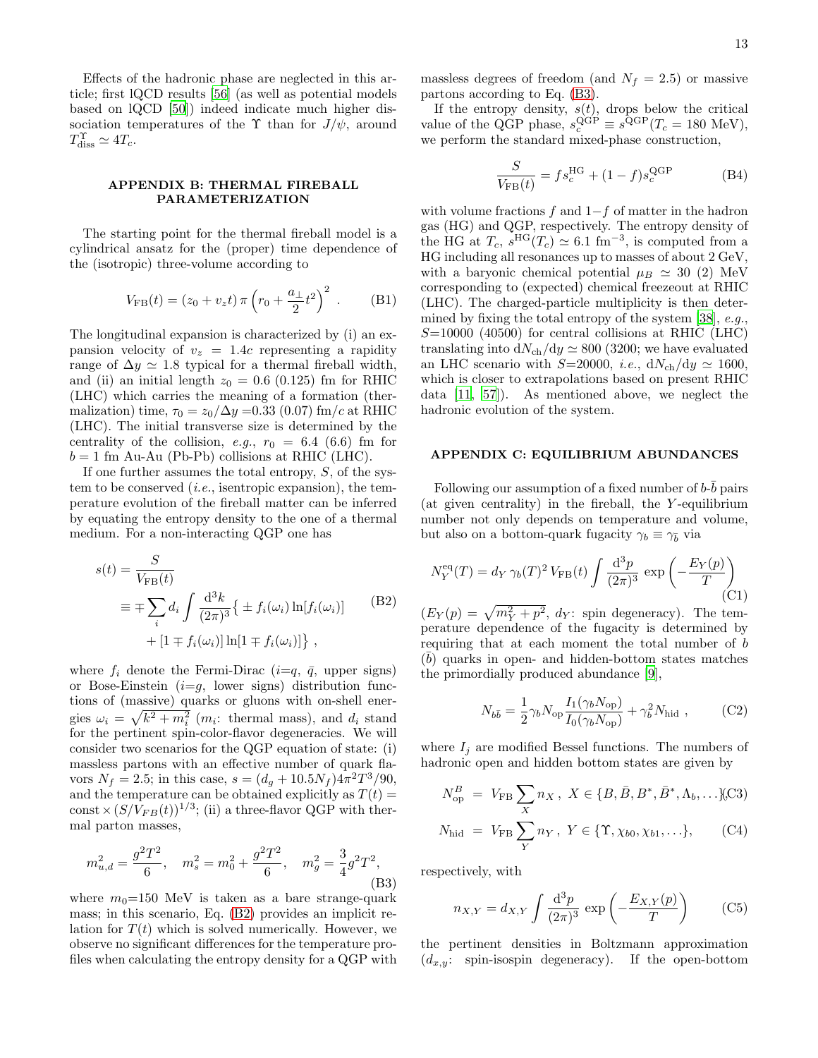Effects of the hadronic phase are neglected in this article; first lQCD results [56] (as well as potential models based on lQCD [50]) indeed indicate much higher dissociation temperatures of the $\Upsilon$ than for $J/\psi$, around $T_{\rm diss}^{\Upsilon} \simeq 4T_c$.

## APPENDIX B: THERMAL FIREBALL PARAMETERIZATION

The starting point for the thermal fireball model is a cylindrical ansatz for the (proper) time dependence of the (isotropic) three-volume according to

$$V_{\rm FB}(t) = (z_0 + v_z t)\,\pi \left(r_0 + \frac{a_\perp}{2} t^2\right)^2 \ . \qquad \text{(B1)}$$

The longitudinal expansion is characterized by (i) an expansion velocity of $v_z = 1.4c$ representing a rapidity range of $\Delta y \simeq 1.8$ typical for a thermal fireball width, and (ii) an initial length $z_0 = 0.6$ (0.125) fm for RHIC (LHC) which carries the meaning of a formation (thermalization) time, $\tau_0 = z_0/\Delta y = 0.33$ (0.07) fm/$c$ at RHIC (LHC). The initial transverse size is determined by the centrality of the collision, *e.g.*, $r_0 = 6.4$ (6.6) fm for $b = 1$ fm Au-Au (Pb-Pb) collisions at RHIC (LHC).

If one further assumes the total entropy, $S$, of the system to be conserved (*i.e.*, isentropic expansion), the temperature evolution of the fireball matter can be inferred by equating the entropy density to the one of a thermal medium. For a non-interacting QGP one has

$$\begin{aligned} s(t) &= \frac{S}{V_{\rm FB}(t)} \\ &\equiv \mp \sum_i d_i \int \frac{d^3k}{(2\pi)^3} \{ \pm f_i(\omega_i) \ln[f_i(\omega_i)] \\ &\quad + [1 \mp f_i(\omega_i)] \ln[1 \mp f_i(\omega_i)] \} \ , \end{aligned} \qquad \text{(B2)}$$

where $f_i$ denote the Fermi-Dirac ($i$=$q$, $\bar{q}$, upper signs) or Bose-Einstein ($i$=$g$, lower signs) distribution functions of (massive) quarks or gluons with on-shell energies $\omega_i = \sqrt{k^2 + m_i^2}$ ($m_i$: thermal mass), and $d_i$ stand for the pertinent spin-color-flavor degeneracies. We will consider two scenarios for the QGP equation of state: (i) massless partons with an effective number of quark flavors $N_f = 2.5$; in this case, $s = (d_g + 10.5 N_f) 4\pi^2 T^3/90$, and the temperature can be obtained explicitly as $T(t) = {\rm const} \times (S/V_{FB}(t))^{1/3}$; (ii) a three-flavor QGP with thermal parton masses,

$$m_{u,d}^2 = \frac{g^2 T^2}{6}, \quad m_s^2 = m_0^2 + \frac{g^2 T^2}{6}, \quad m_g^2 = \frac{3}{4} g^2 T^2, \qquad \text{(B3)}$$

where $m_0$=150 MeV is taken as a bare strange-quark mass; in this scenario, Eq. (B2) provides an implicit relation for $T(t)$ which is solved numerically. However, we observe no significant differences for the temperature profiles when calculating the entropy density for a QGP with massless degrees of freedom (and $N_f = 2.5$) or massive partons according to Eq. (B3).

If the entropy density, $s(t)$, drops below the critical value of the QGP phase, $s_c^{\rm QGP} \equiv s^{\rm QGP}(T_c = 180$ MeV$)$, we perform the standard mixed-phase construction,

$$\frac{S}{V_{\rm FB}(t)} = f s_c^{\rm HG} + (1-f) s_c^{\rm QGP} \qquad \text{(B4)}$$

with volume fractions $f$ and $1-f$ of matter in the hadron gas (HG) and QGP, respectively. The entropy density of the HG at $T_c$, $s^{\rm HG}(T_c) \simeq 6.1$ fm$^{-3}$, is computed from a HG including all resonances up to masses of about 2 GeV, with a baryonic chemical potential $\mu_B \simeq 30$ (2) MeV corresponding to (expected) chemical freezeout at RHIC (LHC). The charged-particle multiplicity is then determined by fixing the total entropy of the system [38], *e.g.*, $S$=10000 (40500) for central collisions at RHIC (LHC) translating into $dN_{\rm ch}/dy \simeq 800$ (3200; we have evaluated an LHC scenario with $S$=20000, *i.e.*, $dN_{\rm ch}/dy \simeq 1600$, which is closer to extrapolations based on present RHIC data [11, 57]). As mentioned above, we neglect the hadronic evolution of the system.

## APPENDIX C: EQUILIBRIUM ABUNDANCES

Following our assumption of a fixed number of $b$-$\bar{b}$ pairs (at given centrality) in the fireball, the $Y$-equilibrium number not only depends on temperature and volume, but also on a bottom-quark fugacity $\gamma_b \equiv \gamma_{\bar{b}}$ via

$$N_Y^{\rm eq}(T) = d_Y\, \gamma_b(T)^2\, V_{\rm FB}(t) \int \frac{d^3p}{(2\pi)^3} \exp\left(-\frac{E_Y(p)}{T}\right) \qquad \text{(C1)}$$

($E_Y(p) = \sqrt{m_Y^2 + p^2}$, $d_Y$: spin degeneracy). The temperature dependence of the fugacity is determined by requiring that at each moment the total number of $b$ ($\bar{b}$) quarks in open- and hidden-bottom states matches the primordially produced abundance [9],

$$N_{b\bar{b}} = \frac{1}{2} \gamma_b N_{\rm op} \frac{I_1(\gamma_b N_{\rm op})}{I_0(\gamma_b N_{\rm op})} + \gamma_b^2 N_{\rm hid} \ , \qquad \text{(C2)}$$

where $I_j$ are modified Bessel functions. The numbers of hadronic open and hidden bottom states are given by

$$N_{\rm op}^B = V_{\rm FB} \sum_X n_X \ , \ X \in \{B, \bar{B}, B^*, \bar{B}^*, \Lambda_b, \ldots\} \qquad \text{(C3)}$$

$$N_{\rm hid} = V_{\rm FB} \sum_Y n_Y \ , \ Y \in \{\Upsilon, \chi_{b0}, \chi_{b1}, \ldots\}, \qquad \text{(C4)}$$

respectively, with

$$n_{X,Y} = d_{X,Y} \int \frac{d^3p}{(2\pi)^3} \exp\left(-\frac{E_{X,Y}(p)}{T}\right) \qquad \text{(C5)}$$

the pertinent densities in Boltzmann approximation ($d_{x,y}$: spin-isospin degeneracy). If the open-bottom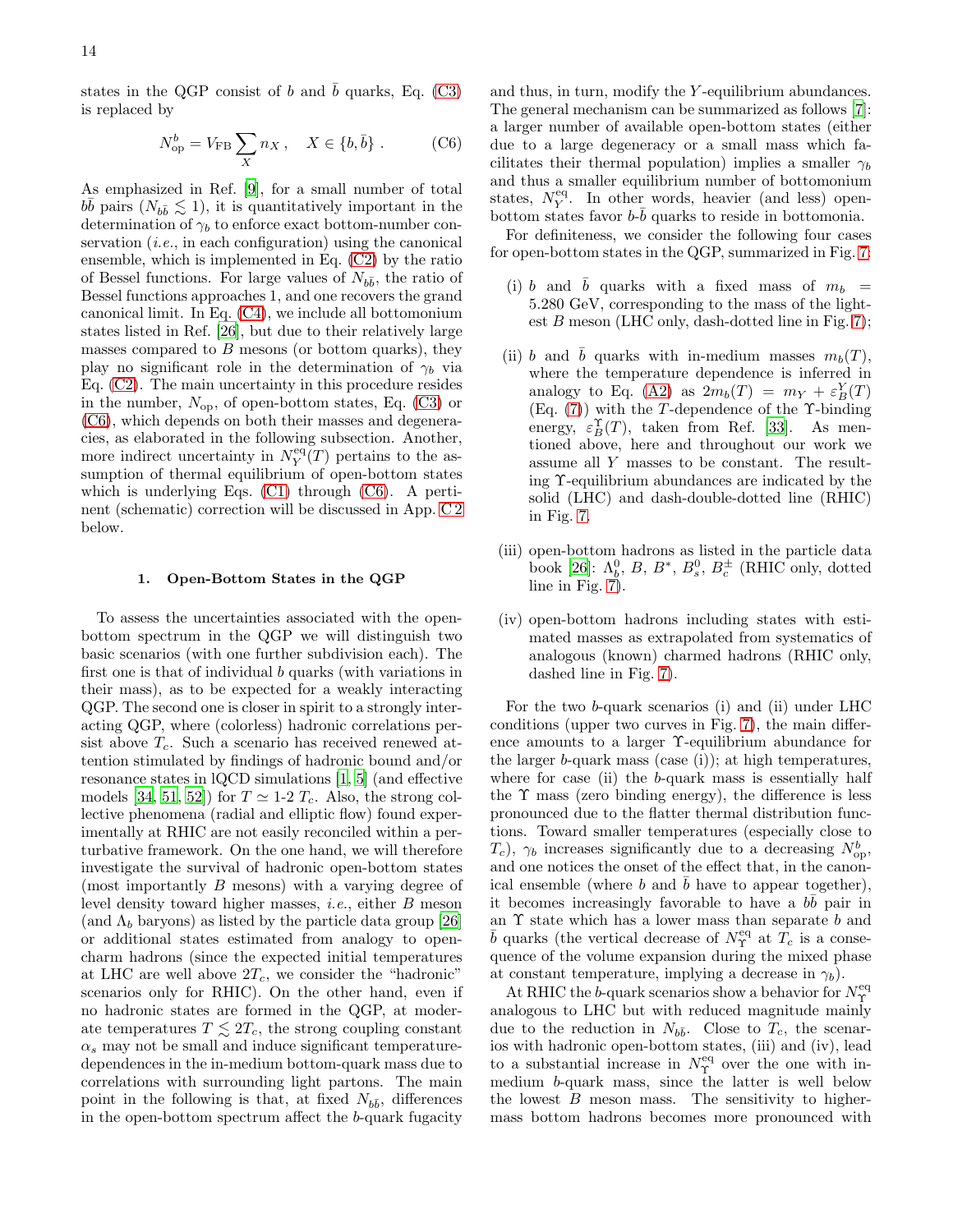states in the QGP consist of $b$ and $\bar{b}$ quarks, Eq. (C3) is replaced by

$$N^b_{\rm op} = V_{\rm FB} \sum_X n_X \ , \quad X \in \{b, \bar{b}\} \ . \tag{C6}$$

As emphasized in Ref. [9], for a small number of total $b\bar{b}$ pairs ($N_{b\bar{b}} \lesssim 1$), it is quantitatively important in the determination of $\gamma_b$ to enforce exact bottom-number conservation (*i.e.*, in each configuration) using the canonical ensemble, which is implemented in Eq. (C2) by the ratio of Bessel functions. For large values of $N_{b\bar{b}}$, the ratio of Bessel functions approaches 1, and one recovers the grand canonical limit. In Eq. (C4), we include all bottomonium states listed in Ref. [26], but due to their relatively large masses compared to $B$ mesons (or bottom quarks), they play no significant role in the determination of $\gamma_b$ via Eq. (C2). The main uncertainty in this procedure resides in the number, $N_{\rm op}$, of open-bottom states, Eq. (C3) or (C6), which depends on both their masses and degeneracies, as elaborated in the following subsection. Another, more indirect uncertainty in $N^{\rm eq}_Y(T)$ pertains to the assumption of thermal equilibrium of open-bottom states which is underlying Eqs. (C1) through (C6). A pertinent (schematic) correction will be discussed in App. C 2 below.

### 1. Open-Bottom States in the QGP

To assess the uncertainties associated with the open-bottom spectrum in the QGP we will distinguish two basic scenarios (with one further subdivision each). The first one is that of individual $b$ quarks (with variations in their mass), as to be expected for a weakly interacting QGP. The second one is closer in spirit to a strongly interacting QGP, where (colorless) hadronic correlations persist above $T_c$. Such a scenario has received renewed attention stimulated by findings of hadronic bound and/or resonance states in lQCD simulations [1, 5] (and effective models [34, 51, 52]) for $T \simeq$ 1-2 $T_c$. Also, the strong collective phenomena (radial and elliptic flow) found experimentally at RHIC are not easily reconciled within a perturbative framework. On the one hand, we will therefore investigate the survival of hadronic open-bottom states (most importantly $B$ mesons) with a varying degree of level density toward higher masses, *i.e.*, either $B$ meson (and $\Lambda_b$ baryons) as listed by the particle data group [26] or additional states estimated from analogy to open-charm hadrons (since the expected initial temperatures at LHC are well above $2T_c$, we consider the "hadronic" scenarios only for RHIC). On the other hand, even if no hadronic states are formed in the QGP, at moderate temperatures $T \lesssim 2T_c$, the strong coupling constant $\alpha_s$ may not be small and induce significant temperature-dependences in the in-medium bottom-quark mass due to correlations with surrounding light partons. The main point in the following is that, at fixed $N_{b\bar{b}}$, differences in the open-bottom spectrum affect the $b$-quark fugacity and thus, in turn, modify the $Y$-equilibrium abundances. The general mechanism can be summarized as follows [7]: a larger number of available open-bottom states (either due to a large degeneracy or a small mass which facilitates their thermal population) implies a smaller $\gamma_b$ and thus a smaller equilibrium number of bottomonium states, $N^{\rm eq}_Y$. In other words, heavier (and less) open-bottom states favor $b$-$\bar{b}$ quarks to reside in bottomonia.

For definiteness, we consider the following four cases for open-bottom states in the QGP, summarized in Fig. 7:

(i) $b$ and $\bar{b}$ quarks with a fixed mass of $m_b$ = 5.280 GeV, corresponding to the mass of the lightest $B$ meson (LHC only, dash-dotted line in Fig. 7);

(ii) $b$ and $\bar{b}$ quarks with in-medium masses $m_b(T)$, where the temperature dependence is inferred in analogy to Eq. (A2) as $2m_b(T) = m_Y + \varepsilon^Y_B(T)$ (Eq. (7)) with the $T$-dependence of the $\Upsilon$-binding energy, $\varepsilon^\Upsilon_B(T)$, taken from Ref. [33]. As mentioned above, here and throughout our work we assume all $Y$ masses to be constant. The resulting $\Upsilon$-equilibrium abundances are indicated by the solid (LHC) and dash-double-dotted line (RHIC) in Fig. 7.

(iii) open-bottom hadrons as listed in the particle data book [26]: $\Lambda^0_b$, $B$, $B^*$, $B^0_s$, $B^\pm_c$ (RHIC only, dotted line in Fig. 7).

(iv) open-bottom hadrons including states with estimated masses as extrapolated from systematics of analogous (known) charmed hadrons (RHIC only, dashed line in Fig. 7).

For the two $b$-quark scenarios (i) and (ii) under LHC conditions (upper two curves in Fig. 7), the main difference amounts to a larger $\Upsilon$-equilibrium abundance for the larger $b$-quark mass (case (i)); at high temperatures, where for case (ii) the $b$-quark mass is essentially half the $\Upsilon$ mass (zero binding energy), the difference is less pronounced due to the flatter thermal distribution functions. Toward smaller temperatures (especially close to $T_c$), $\gamma_b$ increases significantly due to a decreasing $N^b_{\rm op}$, and one notices the onset of the effect that, in the canonical ensemble (where $b$ and $\bar{b}$ have to appear together), it becomes increasingly favorable to have a $b\bar{b}$ pair in an $\Upsilon$ state which has a lower mass than separate $b$ and $\bar{b}$ quarks (the vertical decrease of $N^{\rm eq}_\Upsilon$ at $T_c$ is a consequence of the volume expansion during the mixed phase at constant temperature, implying a decrease in $\gamma_b$).

At RHIC the $b$-quark scenarios show a behavior for $N^{\rm eq}_\Upsilon$ analogous to LHC but with reduced magnitude mainly due to the reduction in $N_{b\bar{b}}$. Close to $T_c$, the scenarios with hadronic open-bottom states, (iii) and (iv), lead to a substantial increase in $N^{\rm eq}_\Upsilon$ over the one with in-medium $b$-quark mass, since the latter is well below the lowest $B$ meson mass. The sensitivity to higher-mass bottom hadrons becomes more pronounced with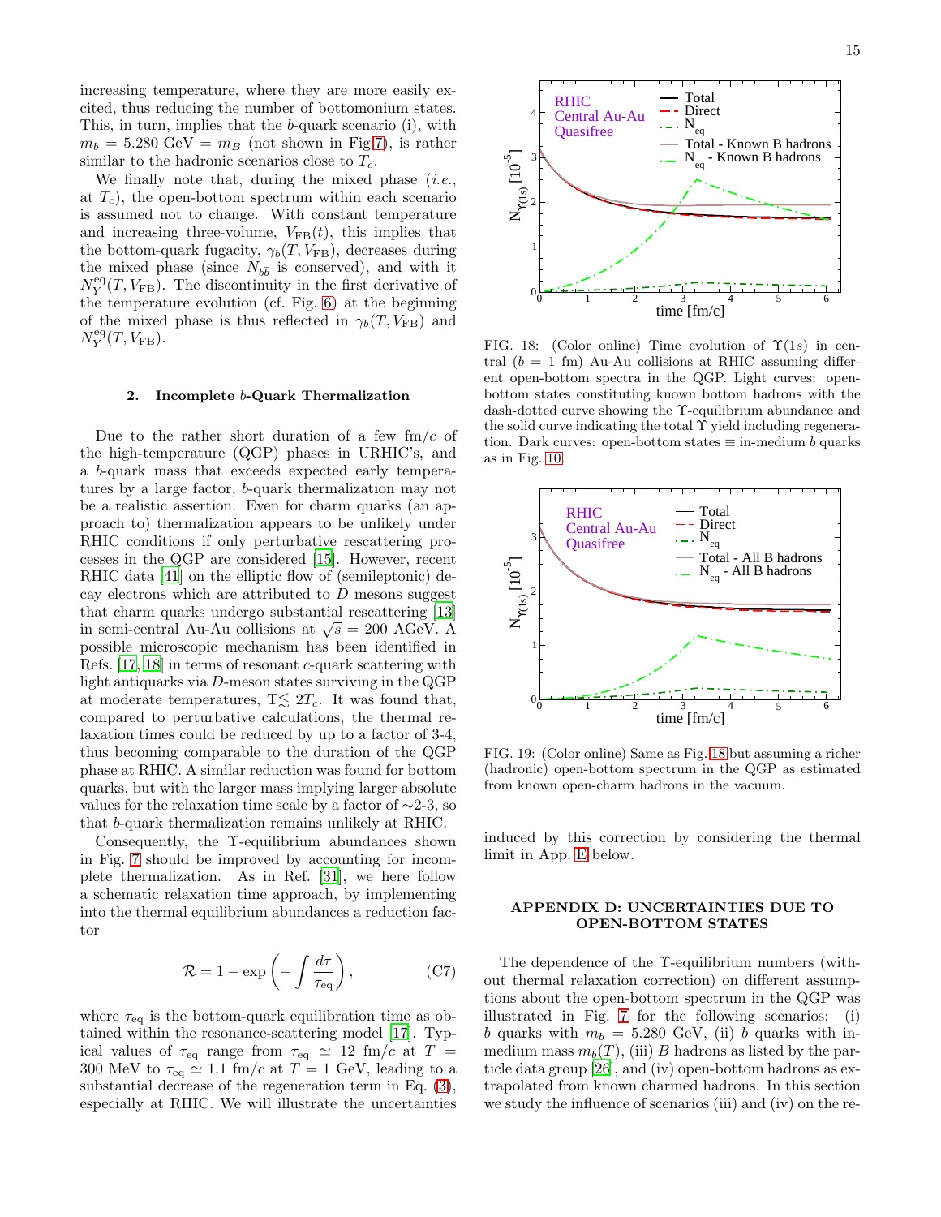increasing temperature, where they are more easily excited, thus reducing the number of bottomonium states. This, in turn, implies that the $b$-quark scenario (i), with $m_b = 5.280$ GeV $= m_B$ (not shown in Fig 7), is rather similar to the hadronic scenarios close to $T_c$.

We finally note that, during the mixed phase (*i.e.*, at $T_c$), the open-bottom spectrum within each scenario is assumed not to change. With constant temperature and increasing three-volume, $V_{\rm FB}(t)$, this implies that the bottom-quark fugacity, $\gamma_b(T, V_{\rm FB})$, decreases during the mixed phase (since $N_{b\bar{b}}$ is conserved), and with it $N^{\rm eq}_{Y}(T, V_{\rm FB})$. The discontinuity in the first derivative of the temperature evolution (cf. Fig. 6) at the beginning of the mixed phase is thus reflected in $\gamma_b(T, V_{\rm FB})$ and $N^{\rm eq}_{Y}(T, V_{\rm FB})$.

### 2. Incomplete $b$-Quark Thermalization

Due to the rather short duration of a few fm/$c$ of the high-temperature (QGP) phases in URHIC's, and a $b$-quark mass that exceeds expected early temperatures by a large factor, $b$-quark thermalization may not be a realistic assertion. Even for charm quarks (an approach to) thermalization appears to be unlikely under RHIC conditions if only perturbative rescattering processes in the QGP are considered [15]. However, recent RHIC data [41] on the elliptic flow of (semileptonic) decay electrons which are attributed to $D$ mesons suggest that charm quarks undergo substantial rescattering [13] in semi-central Au-Au collisions at $\sqrt{s} = 200$ AGeV. A possible microscopic mechanism has been identified in Refs. [17, 18] in terms of resonant $c$-quark scattering with light antiquarks via $D$-meson states surviving in the QGP at moderate temperatures, T$\lesssim 2T_c$. It was found that, compared to perturbative calculations, the thermal relaxation times could be reduced by up to a factor of 3-4, thus becoming comparable to the duration of the QGP phase at RHIC. A similar reduction was found for bottom quarks, but with the larger mass implying larger absolute values for the relaxation time scale by a factor of ∼2-3, so that $b$-quark thermalization remains unlikely at RHIC.

Consequently, the Υ-equilibrium abundances shown in Fig. 7 should be improved by accounting for incomplete thermalization. As in Ref. [31], we here follow a schematic relaxation time approach, by implementing into the thermal equilibrium abundances a reduction factor

$$\mathcal{R} = 1 - \exp\left(-\int \frac{d\tau}{\tau_{\rm eq}}\right), \qquad \text{(C7)}$$

where $\tau_{\rm eq}$ is the bottom-quark equilibration time as obtained within the resonance-scattering model [17]. Typical values of $\tau_{\rm eq}$ range from $\tau_{\rm eq} \simeq 12$ fm/$c$ at $T = 300$ MeV to $\tau_{\rm eq} \simeq 1.1$ fm/$c$ at $T = 1$ GeV, leading to a substantial decrease of the regeneration term in Eq. (3), especially at RHIC. We will illustrate the uncertainties induced by this correction by considering the thermal limit in App. E below.

FIG. 18: (Color online) Time evolution of Υ(1$s$) in central ($b = 1$ fm) Au-Au collisions at RHIC assuming different open-bottom spectra in the QGP. Light curves: open-bottom states constituting known bottom hadrons with the dash-dotted curve showing the Υ-equilibrium abundance and the solid curve indicating the total Υ yield including regeneration. Dark curves: open-bottom states ≡ in-medium $b$ quarks as in Fig. 10.

FIG. 19: (Color online) Same as Fig. 18 but assuming a richer (hadronic) open-bottom spectrum in the QGP as estimated from known open-charm hadrons in the vacuum.

## APPENDIX D: UNCERTAINTIES DUE TO OPEN-BOTTOM STATES

The dependence of the Υ-equilibrium numbers (without thermal relaxation correction) on different assumptions about the open-bottom spectrum in the QGP was illustrated in Fig. 7 for the following scenarios: (i) $b$ quarks with $m_b = 5.280$ GeV, (ii) $b$ quarks with in-medium mass $m_b(T)$, (iii) $B$ hadrons as listed by the particle data group [26], and (iv) open-bottom hadrons as extrapolated from known charmed hadrons. In this section we study the influence of scenarios (iii) and (iv) on the re-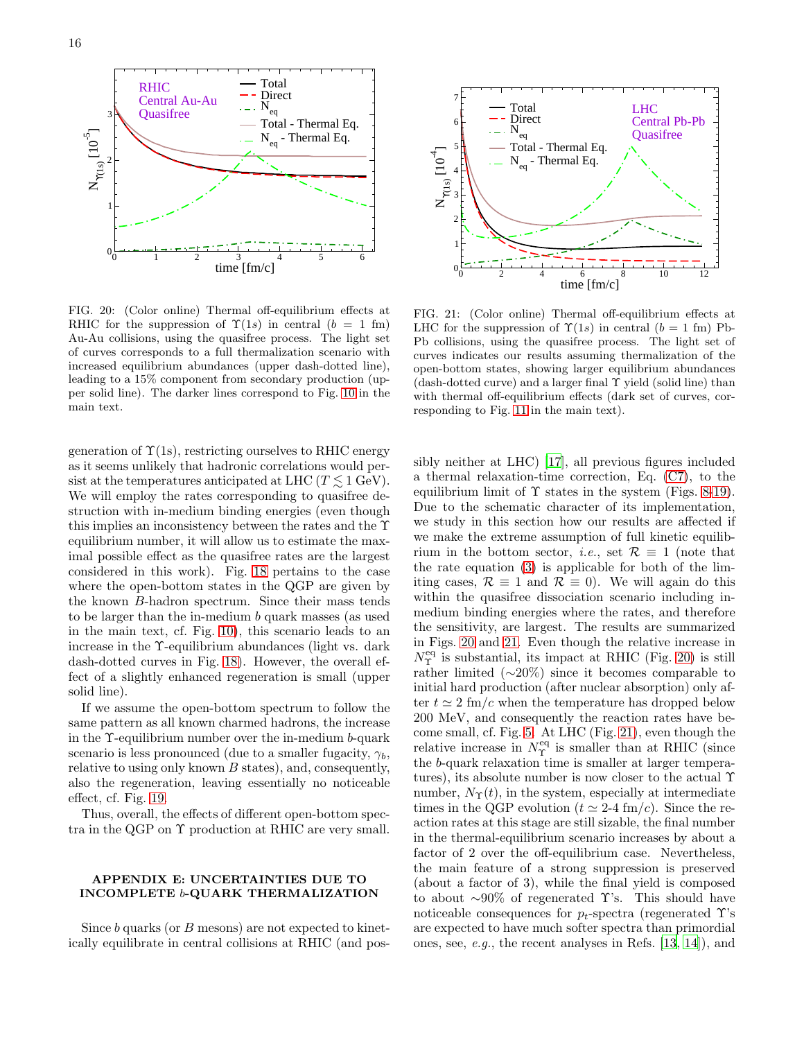FIG. 20: (Color online) Thermal off-equilibrium effects at RHIC for the suppression of $\Upsilon(1s)$ in central ($b = 1$ fm) Au-Au collisions, using the quasifree process. The light set of curves corresponds to a full thermalization scenario with increased equilibrium abundances (upper dash-dotted line), leading to a 15% component from secondary production (upper solid line). The darker lines correspond to Fig. 10 in the main text.

FIG. 21: (Color online) Thermal off-equilibrium effects at LHC for the suppression of $\Upsilon(1s)$ in central ($b = 1$ fm) Pb-Pb collisions, using the quasifree process. The light set of curves indicates our results assuming thermalization of the open-bottom states, showing larger equilibrium abundances (dash-dotted curve) and a larger final $\Upsilon$ yield (solid line) than with thermal off-equilibrium effects (dark set of curves, corresponding to Fig. 11 in the main text).

generation of $\Upsilon$(1s), restricting ourselves to RHIC energy as it seems unlikely that hadronic correlations would persist at the temperatures anticipated at LHC ($T \lesssim 1$ GeV). We will employ the rates corresponding to quasifree destruction with in-medium binding energies (even though this implies an inconsistency between the rates and the $\Upsilon$ equilibrium number, it will allow us to estimate the maximal possible effect as the quasifree rates are the largest considered in this work). Fig. 18 pertains to the case where the open-bottom states in the QGP are given by the known $B$-hadron spectrum. Since their mass tends to be larger than the in-medium $b$ quark masses (as used in the main text, cf. Fig. 10), this scenario leads to an increase in the $\Upsilon$-equilibrium abundances (light vs. dark dash-dotted curves in Fig. 18). However, the overall effect of a slightly enhanced regeneration is small (upper solid line).

If we assume the open-bottom spectrum to follow the same pattern as all known charmed hadrons, the increase in the $\Upsilon$-equilibrium number over the in-medium $b$-quark scenario is less pronounced (due to a smaller fugacity, $\gamma_b$, relative to using only known $B$ states), and, consequently, also the regeneration, leaving essentially no noticeable effect, cf. Fig. 19.

Thus, overall, the effects of different open-bottom spectra in the QGP on $\Upsilon$ production at RHIC are very small.

## APPENDIX E: UNCERTAINTIES DUE TO INCOMPLETE $b$-QUARK THERMALIZATION

Since $b$ quarks (or $B$ mesons) are not expected to kinetically equilibrate in central collisions at RHIC (and possibly neither at LHC) [17], all previous figures included a thermal relaxation-time correction, Eq. (C7), to the equilibrium limit of $\Upsilon$ states in the system (Figs. 8-19). Due to the schematic character of its implementation, we study in this section how our results are affected if we make the extreme assumption of full kinetic equilibrium in the bottom sector, *i.e.*, set $\mathcal{R} \equiv 1$ (note that the rate equation (3) is applicable for both of the limiting cases, $\mathcal{R} \equiv 1$ and $\mathcal{R} \equiv 0$). We will again do this within the quasifree dissociation scenario including in-medium binding energies where the rates, and therefore the sensitivity, are largest. The results are summarized in Figs. 20 and 21. Even though the relative increase in $N_\Upsilon^{\rm eq}$ is substantial, its impact at RHIC (Fig. 20) is still rather limited ($\sim$20%) since it becomes comparable to initial hard production (after nuclear absorption) only after $t \simeq 2$ fm/$c$ when the temperature has dropped below 200 MeV, and consequently the reaction rates have become small, cf. Fig. 5. At LHC (Fig. 21), even though the relative increase in $N_\Upsilon^{\rm eq}$ is smaller than at RHIC (since the $b$-quark relaxation time is smaller at larger temperatures), its absolute number is now closer to the actual $\Upsilon$ number, $N_\Upsilon(t)$, in the system, especially at intermediate times in the QGP evolution ($t \simeq$ 2-4 fm/$c$). Since the reaction rates at this stage are still sizable, the final number in the thermal-equilibrium scenario increases by about a factor of 2 over the off-equilibrium case. Nevertheless, the main feature of a strong suppression is preserved (about a factor of 3), while the final yield is composed to about $\sim$90% of regenerated $\Upsilon$'s. This should have noticeable consequences for $p_t$-spectra (regenerated $\Upsilon$'s are expected to have much softer spectra than primordial ones, see, *e.g.*, the recent analyses in Refs. [13, 14]), and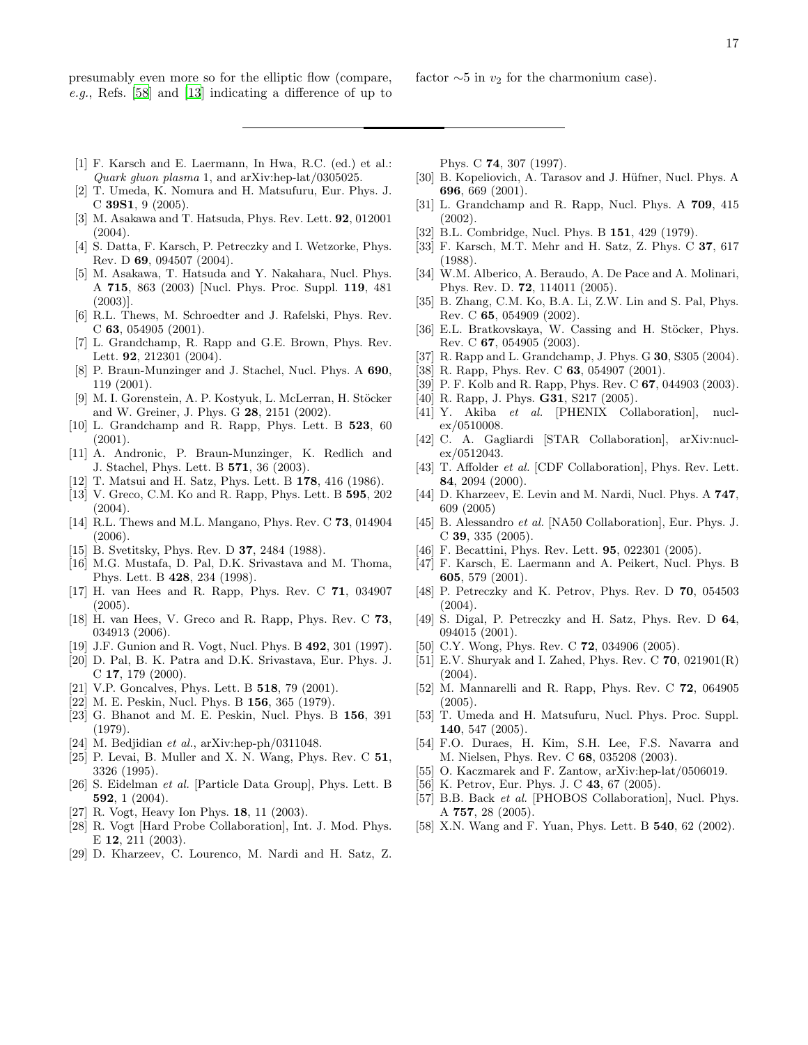presumably even more so for the elliptic flow (compare, *e.g.*, Refs. [58] and [13] indicating a difference of up to factor ∼5 in $v_2$ for the charmonium case).

---

[1] F. Karsch and E. Laermann, In Hwa, R.C. (ed.) et al.: *Quark gluon plasma* 1, and arXiv:hep-lat/0305025.
[2] T. Umeda, K. Nomura and H. Matsufuru, Eur. Phys. J. C **39S1**, 9 (2005).
[3] M. Asakawa and T. Hatsuda, Phys. Rev. Lett. **92**, 012001 (2004).
[4] S. Datta, F. Karsch, P. Petreczky and I. Wetzorke, Phys. Rev. D **69**, 094507 (2004).
[5] M. Asakawa, T. Hatsuda and Y. Nakahara, Nucl. Phys. A **715**, 863 (2003) [Nucl. Phys. Proc. Suppl. **119**, 481 (2003)].
[6] R.L. Thews, M. Schroedter and J. Rafelski, Phys. Rev. C **63**, 054905 (2001).
[7] L. Grandchamp, R. Rapp and G.E. Brown, Phys. Rev. Lett. **92**, 212301 (2004).
[8] P. Braun-Munzinger and J. Stachel, Nucl. Phys. A **690**, 119 (2001).
[9] M. I. Gorenstein, A. P. Kostyuk, L. McLerran, H. Stöcker and W. Greiner, J. Phys. G **28**, 2151 (2002).
[10] L. Grandchamp and R. Rapp, Phys. Lett. B **523**, 60 (2001).
[11] A. Andronic, P. Braun-Munzinger, K. Redlich and J. Stachel, Phys. Lett. B **571**, 36 (2003).
[12] T. Matsui and H. Satz, Phys. Lett. B **178**, 416 (1986).
[13] V. Greco, C.M. Ko and R. Rapp, Phys. Lett. B **595**, 202 (2004).
[14] R.L. Thews and M.L. Mangano, Phys. Rev. C **73**, 014904 (2006).
[15] B. Svetitsky, Phys. Rev. D **37**, 2484 (1988).
[16] M.G. Mustafa, D. Pal, D.K. Srivastava and M. Thoma, Phys. Lett. B **428**, 234 (1998).
[17] H. van Hees and R. Rapp, Phys. Rev. C **71**, 034907 (2005).
[18] H. van Hees, V. Greco and R. Rapp, Phys. Rev. C **73**, 034913 (2006).
[19] J.F. Gunion and R. Vogt, Nucl. Phys. B **492**, 301 (1997).
[20] D. Pal, B. K. Patra and D.K. Srivastava, Eur. Phys. J. C **17**, 179 (2000).
[21] V.P. Goncalves, Phys. Lett. B **518**, 79 (2001).
[22] M. E. Peskin, Nucl. Phys. B **156**, 365 (1979).
[23] G. Bhanot and M. E. Peskin, Nucl. Phys. B **156**, 391 (1979).
[24] M. Bedjidian *et al.*, arXiv:hep-ph/0311048.
[25] P. Levai, B. Muller and X. N. Wang, Phys. Rev. C **51**, 3326 (1995).
[26] S. Eidelman *et al.* [Particle Data Group], Phys. Lett. B **592**, 1 (2004).
[27] R. Vogt, Heavy Ion Phys. **18**, 11 (2003).
[28] R. Vogt [Hard Probe Collaboration], Int. J. Mod. Phys. E **12**, 211 (2003).
[29] D. Kharzeev, C. Lourenco, M. Nardi and H. Satz, Z. Phys. C **74**, 307 (1997).
[30] B. Kopeliovich, A. Tarasov and J. Hüfner, Nucl. Phys. A **696**, 669 (2001).
[31] L. Grandchamp and R. Rapp, Nucl. Phys. A **709**, 415 (2002).
[32] B.L. Combridge, Nucl. Phys. B **151**, 429 (1979).
[33] F. Karsch, M.T. Mehr and H. Satz, Z. Phys. C **37**, 617 (1988).
[34] W.M. Alberico, A. Beraudo, A. De Pace and A. Molinari, Phys. Rev. D. **72**, 114011 (2005).
[35] B. Zhang, C.M. Ko, B.A. Li, Z.W. Lin and S. Pal, Phys. Rev. C **65**, 054909 (2002).
[36] E.L. Bratkovskaya, W. Cassing and H. Stöcker, Phys. Rev. C **67**, 054905 (2003).
[37] R. Rapp and L. Grandchamp, J. Phys. G **30**, S305 (2004).
[38] R. Rapp, Phys. Rev. C **63**, 054907 (2001).
[39] P. F. Kolb and R. Rapp, Phys. Rev. C **67**, 044903 (2003).
[40] R. Rapp, J. Phys. **G31**, S217 (2005).
[41] Y. Akiba *et al.* [PHENIX Collaboration], nucl-ex/0510008.
[42] C. A. Gagliardi [STAR Collaboration], arXiv:nucl-ex/0512043.
[43] T. Affolder *et al.* [CDF Collaboration], Phys. Rev. Lett. **84**, 2094 (2000).
[44] D. Kharzeev, E. Levin and M. Nardi, Nucl. Phys. A **747**, 609 (2005)
[45] B. Alessandro *et al.* [NA50 Collaboration], Eur. Phys. J. C **39**, 335 (2005).
[46] F. Becattini, Phys. Rev. Lett. **95**, 022301 (2005).
[47] F. Karsch, E. Laermann and A. Peikert, Nucl. Phys. B **605**, 579 (2001).
[48] P. Petreczky and K. Petrov, Phys. Rev. D **70**, 054503 (2004).
[49] S. Digal, P. Petreczky and H. Satz, Phys. Rev. D **64**, 094015 (2001).
[50] C.Y. Wong, Phys. Rev. C **72**, 034906 (2005).
[51] E.V. Shuryak and I. Zahed, Phys. Rev. C **70**, 021901(R) (2004).
[52] M. Mannarelli and R. Rapp, Phys. Rev. C **72**, 064905 (2005).
[53] T. Umeda and H. Matsufuru, Nucl. Phys. Proc. Suppl. **140**, 547 (2005).
[54] F.O. Duraes, H. Kim, S.H. Lee, F.S. Navarra and M. Nielsen, Phys. Rev. C **68**, 035208 (2003).
[55] O. Kaczmarek and F. Zantow, arXiv:hep-lat/0506019.
[56] K. Petrov, Eur. Phys. J. C **43**, 67 (2005).
[57] B.B. Back *et al.* [PHOBOS Collaboration], Nucl. Phys. A **757**, 28 (2005).
[58] X.N. Wang and F. Yuan, Phys. Lett. B **540**, 62 (2002).